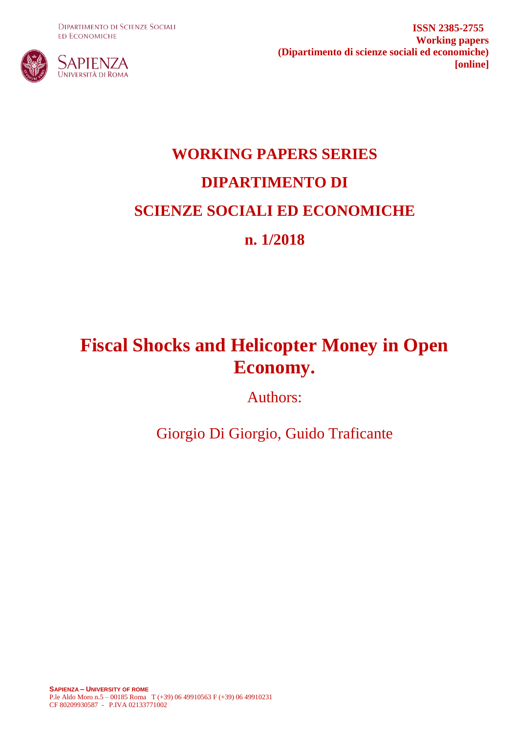Dipartimento di Scienze Sociali ed Economiche

Sapienza Università di Roma

**ISSN 2385-2755**
**Working papers**
**(Dipartimento di scienze sociali ed economiche)**
**[online]**

# WORKING PAPERS SERIES

# DIPARTIMENTO DI

# SCIENZE SOCIALI ED ECONOMICHE

# n. 1/2018

# Fiscal Shocks and Helicopter Money in Open Economy.

Authors:

Giorgio Di Giorgio, Guido Traficante

**Sapienza – University of rome**
P.le Aldo Moro n.5 – 00185 Roma T (+39) 06 49910563 F (+39) 06 49910231
CF 80209930587 - P.IVA 02133771002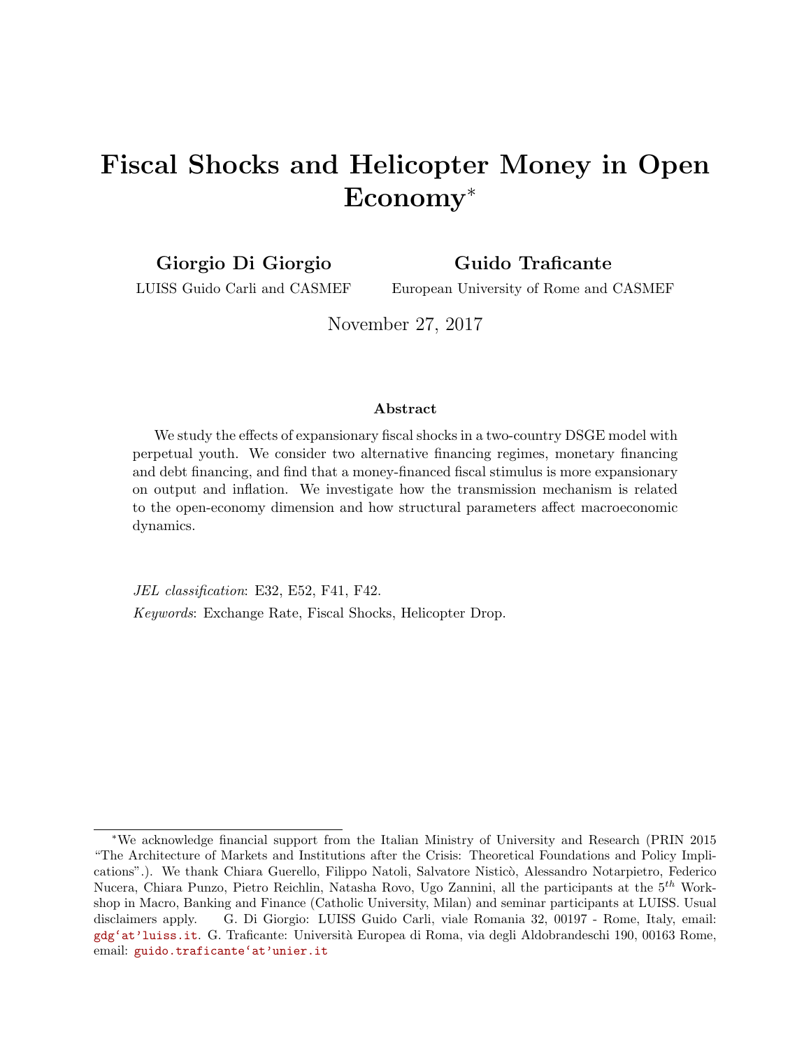# Fiscal Shocks and Helicopter Money in Open Economy*

**Giorgio Di Giorgio**
LUISS Guido Carli and CASMEF

**Guido Traficante**
European University of Rome and CASMEF

November 27, 2017

### Abstract

We study the effects of expansionary fiscal shocks in a two-country DSGE model with perpetual youth. We consider two alternative financing regimes, monetary financing and debt financing, and find that a money-financed fiscal stimulus is more expansionary on output and inflation. We investigate how the transmission mechanism is related to the open-economy dimension and how structural parameters affect macroeconomic dynamics.

*JEL classification*: E32, E52, F41, F42.

*Keywords*: Exchange Rate, Fiscal Shocks, Helicopter Drop.

---

*We acknowledge financial support from the Italian Ministry of University and Research (PRIN 2015 "The Architecture of Markets and Institutions after the Crisis: Theoretical Foundations and Policy Implications".). We thank Chiara Guerello, Filippo Natoli, Salvatore Nisticò, Alessandro Notarpietro, Federico Nucera, Chiara Punzo, Pietro Reichlin, Natasha Rovo, Ugo Zannini, all the participants at the $5^{th}$ Workshop in Macro, Banking and Finance (Catholic University, Milan) and seminar participants at LUISS. Usual disclaimers apply. G. Di Giorgio: LUISS Guido Carli, viale Romania 32, 00197 - Rome, Italy, email: gdg'at'luiss.it. G. Traficante: Università Europea di Roma, via degli Aldobrandeschi 190, 00163 Rome, email: guido.traficante'at'unier.it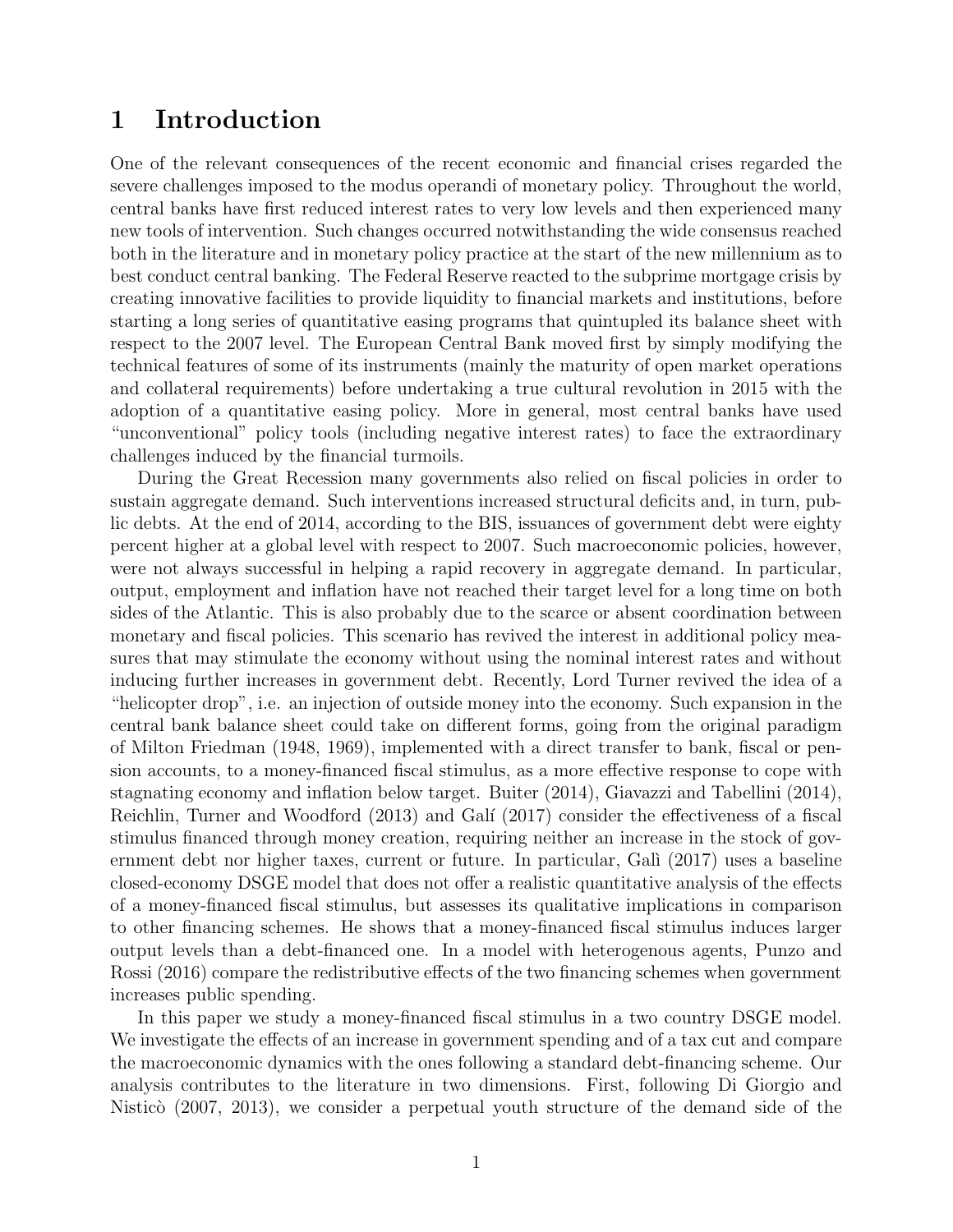# 1 Introduction

One of the relevant consequences of the recent economic and financial crises regarded the severe challenges imposed to the modus operandi of monetary policy. Throughout the world, central banks have first reduced interest rates to very low levels and then experienced many new tools of intervention. Such changes occurred notwithstanding the wide consensus reached both in the literature and in monetary policy practice at the start of the new millennium as to best conduct central banking. The Federal Reserve reacted to the subprime mortgage crisis by creating innovative facilities to provide liquidity to financial markets and institutions, before starting a long series of quantitative easing programs that quintupled its balance sheet with respect to the 2007 level. The European Central Bank moved first by simply modifying the technical features of some of its instruments (mainly the maturity of open market operations and collateral requirements) before undertaking a true cultural revolution in 2015 with the adoption of a quantitative easing policy. More in general, most central banks have used "unconventional" policy tools (including negative interest rates) to face the extraordinary challenges induced by the financial turmoils.

During the Great Recession many governments also relied on fiscal policies in order to sustain aggregate demand. Such interventions increased structural deficits and, in turn, public debts. At the end of 2014, according to the BIS, issuances of government debt were eighty percent higher at a global level with respect to 2007. Such macroeconomic policies, however, were not always successful in helping a rapid recovery in aggregate demand. In particular, output, employment and inflation have not reached their target level for a long time on both sides of the Atlantic. This is also probably due to the scarce or absent coordination between monetary and fiscal policies. This scenario has revived the interest in additional policy measures that may stimulate the economy without using the nominal interest rates and without inducing further increases in government debt. Recently, Lord Turner revived the idea of a "helicopter drop", i.e. an injection of outside money into the economy. Such expansion in the central bank balance sheet could take on different forms, going from the original paradigm of Milton Friedman (1948, 1969), implemented with a direct transfer to bank, fiscal or pension accounts, to a money-financed fiscal stimulus, as a more effective response to cope with stagnating economy and inflation below target. Buiter (2014), Giavazzi and Tabellini (2014), Reichlin, Turner and Woodford (2013) and Galí (2017) consider the effectiveness of a fiscal stimulus financed through money creation, requiring neither an increase in the stock of government debt nor higher taxes, current or future. In particular, Galì (2017) uses a baseline closed-economy DSGE model that does not offer a realistic quantitative analysis of the effects of a money-financed fiscal stimulus, but assesses its qualitative implications in comparison to other financing schemes. He shows that a money-financed fiscal stimulus induces larger output levels than a debt-financed one. In a model with heterogenous agents, Punzo and Rossi (2016) compare the redistributive effects of the two financing schemes when government increases public spending.

In this paper we study a money-financed fiscal stimulus in a two country DSGE model. We investigate the effects of an increase in government spending and of a tax cut and compare the macroeconomic dynamics with the ones following a standard debt-financing scheme. Our analysis contributes to the literature in two dimensions. First, following Di Giorgio and Nisticò (2007, 2013), we consider a perpetual youth structure of the demand side of the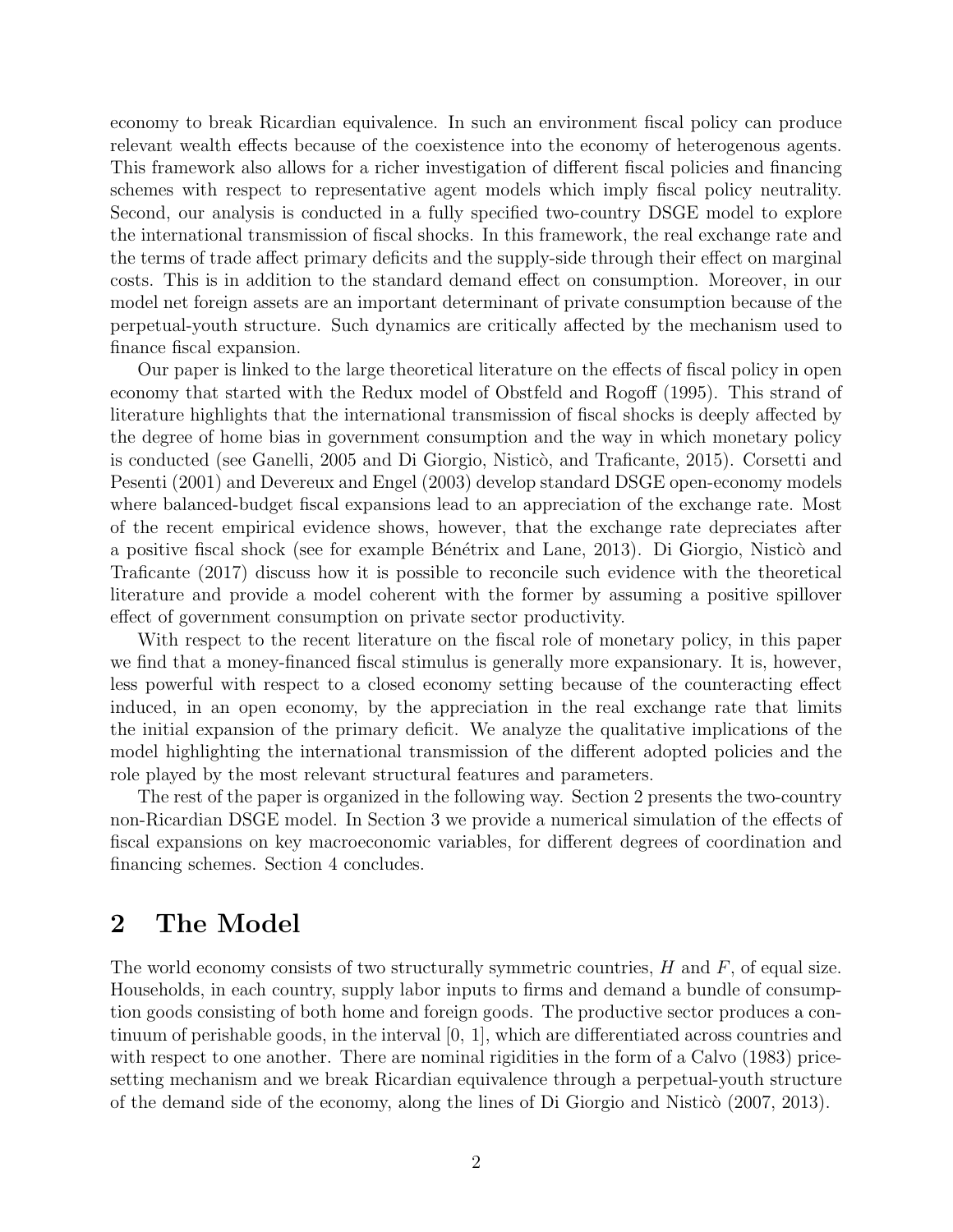economy to break Ricardian equivalence. In such an environment fiscal policy can produce relevant wealth effects because of the coexistence into the economy of heterogenous agents. This framework also allows for a richer investigation of different fiscal policies and financing schemes with respect to representative agent models which imply fiscal policy neutrality. Second, our analysis is conducted in a fully specified two-country DSGE model to explore the international transmission of fiscal shocks. In this framework, the real exchange rate and the terms of trade affect primary deficits and the supply-side through their effect on marginal costs. This is in addition to the standard demand effect on consumption. Moreover, in our model net foreign assets are an important determinant of private consumption because of the perpetual-youth structure. Such dynamics are critically affected by the mechanism used to finance fiscal expansion.

Our paper is linked to the large theoretical literature on the effects of fiscal policy in open economy that started with the Redux model of Obstfeld and Rogoff (1995). This strand of literature highlights that the international transmission of fiscal shocks is deeply affected by the degree of home bias in government consumption and the way in which monetary policy is conducted (see Ganelli, 2005 and Di Giorgio, Nisticò, and Traficante, 2015). Corsetti and Pesenti (2001) and Devereux and Engel (2003) develop standard DSGE open-economy models where balanced-budget fiscal expansions lead to an appreciation of the exchange rate. Most of the recent empirical evidence shows, however, that the exchange rate depreciates after a positive fiscal shock (see for example Bénétrix and Lane, 2013). Di Giorgio, Nisticò and Traficante (2017) discuss how it is possible to reconcile such evidence with the theoretical literature and provide a model coherent with the former by assuming a positive spillover effect of government consumption on private sector productivity.

With respect to the recent literature on the fiscal role of monetary policy, in this paper we find that a money-financed fiscal stimulus is generally more expansionary. It is, however, less powerful with respect to a closed economy setting because of the counteracting effect induced, in an open economy, by the appreciation in the real exchange rate that limits the initial expansion of the primary deficit. We analyze the qualitative implications of the model highlighting the international transmission of the different adopted policies and the role played by the most relevant structural features and parameters.

The rest of the paper is organized in the following way. Section 2 presents the two-country non-Ricardian DSGE model. In Section 3 we provide a numerical simulation of the effects of fiscal expansions on key macroeconomic variables, for different degrees of coordination and financing schemes. Section 4 concludes.

## 2 The Model

The world economy consists of two structurally symmetric countries, $H$ and $F$, of equal size. Households, in each country, supply labor inputs to firms and demand a bundle of consumption goods consisting of both home and foreign goods. The productive sector produces a continuum of perishable goods, in the interval [0, 1], which are differentiated across countries and with respect to one another. There are nominal rigidities in the form of a Calvo (1983) price-setting mechanism and we break Ricardian equivalence through a perpetual-youth structure of the demand side of the economy, along the lines of Di Giorgio and Nisticò (2007, 2013).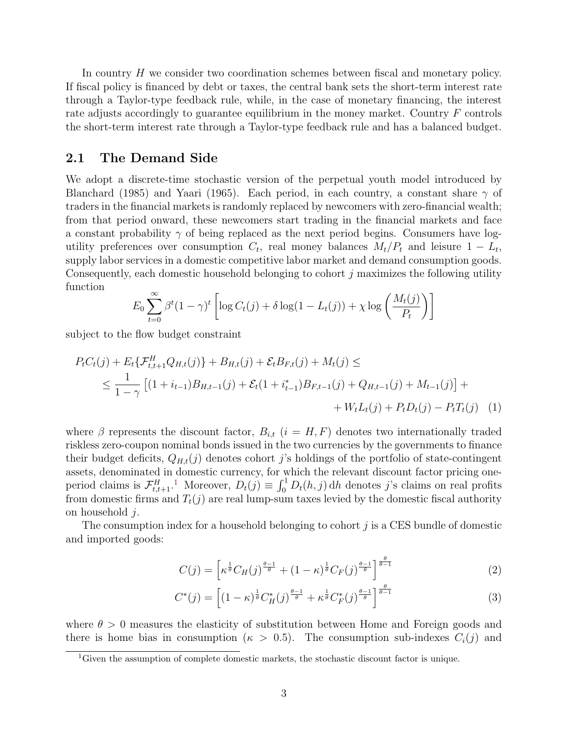In country $H$ we consider two coordination schemes between fiscal and monetary policy. If fiscal policy is financed by debt or taxes, the central bank sets the short-term interest rate through a Taylor-type feedback rule, while, in the case of monetary financing, the interest rate adjusts accordingly to guarantee equilibrium in the money market. Country $F$ controls the short-term interest rate through a Taylor-type feedback rule and has a balanced budget.

## 2.1 The Demand Side

We adopt a discrete-time stochastic version of the perpetual youth model introduced by Blanchard (1985) and Yaari (1965). Each period, in each country, a constant share $\gamma$ of traders in the financial markets is randomly replaced by newcomers with zero-financial wealth; from that period onward, these newcomers start trading in the financial markets and face a constant probability $\gamma$ of being replaced as the next period begins. Consumers have log-utility preferences over consumption $C_t$, real money balances $M_t/P_t$ and leisure $1 - L_t$, supply labor services in a domestic competitive labor market and demand consumption goods. Consequently, each domestic household belonging to cohort $j$ maximizes the following utility function

$$E_0 \sum_{t=0}^{\infty} \beta^t (1-\gamma)^t \left[ \log C_t(j) + \delta \log(1 - L_t(j)) + \chi \log \left( \frac{M_t(j)}{P_t} \right) \right]$$

subject to the flow budget constraint

$$\begin{aligned} P_t C_t(j) + E_t\{\mathcal{F}^H_{t,t+1} Q_{H,t}(j)\} + B_{H,t}(j) + \mathcal{E}_t B_{F,t}(j) + M_t(j) \leq \\ \leq \frac{1}{1-\gamma} \left[ (1+i_{t-1}) B_{H,t-1}(j) + \mathcal{E}_t (1+i^*_{t-1}) B_{F,t-1}(j) + Q_{H,t-1}(j) + M_{t-1}(j) \right] + \\ + W_t L_t(j) + P_t D_t(j) - P_t T_t(j) \end{aligned} \quad (1)$$

where $\beta$ represents the discount factor, $B_{i,t}$ $(i = H, F)$ denotes two internationally traded riskless zero-coupon nominal bonds issued in the two currencies by the governments to finance their budget deficits, $Q_{H,t}(j)$ denotes cohort $j$'s holdings of the portfolio of state-contingent assets, denominated in domestic currency, for which the relevant discount factor pricing one-period claims is $\mathcal{F}^H_{t,t+1}$.[1] Moreover, $D_t(j) \equiv \int_0^1 D_t(h,j)\, \mathrm{d}h$ denotes $j$'s claims on real profits from domestic firms and $T_t(j)$ are real lump-sum taxes levied by the domestic fiscal authority on household $j$.

The consumption index for a household belonging to cohort $j$ is a CES bundle of domestic and imported goods:

$$C(j) = \left[ \kappa^{\frac{1}{\theta}} C_H(j)^{\frac{\theta-1}{\theta}} + (1-\kappa)^{\frac{1}{\theta}} C_F(j)^{\frac{\theta-1}{\theta}} \right]^{\frac{\theta}{\theta-1}} \quad (2)$$

$$C^*(j) = \left[ (1-\kappa)^{\frac{1}{\theta}} C^*_H(j)^{\frac{\theta-1}{\theta}} + \kappa^{\frac{1}{\theta}} C^*_F(j)^{\frac{\theta-1}{\theta}} \right]^{\frac{\theta}{\theta-1}} \quad (3)$$

where $\theta > 0$ measures the elasticity of substitution between Home and Foreign goods and there is home bias in consumption ($\kappa > 0.5$). The consumption sub-indexes $C_i(j)$ and

[1] Given the assumption of complete domestic markets, the stochastic discount factor is unique.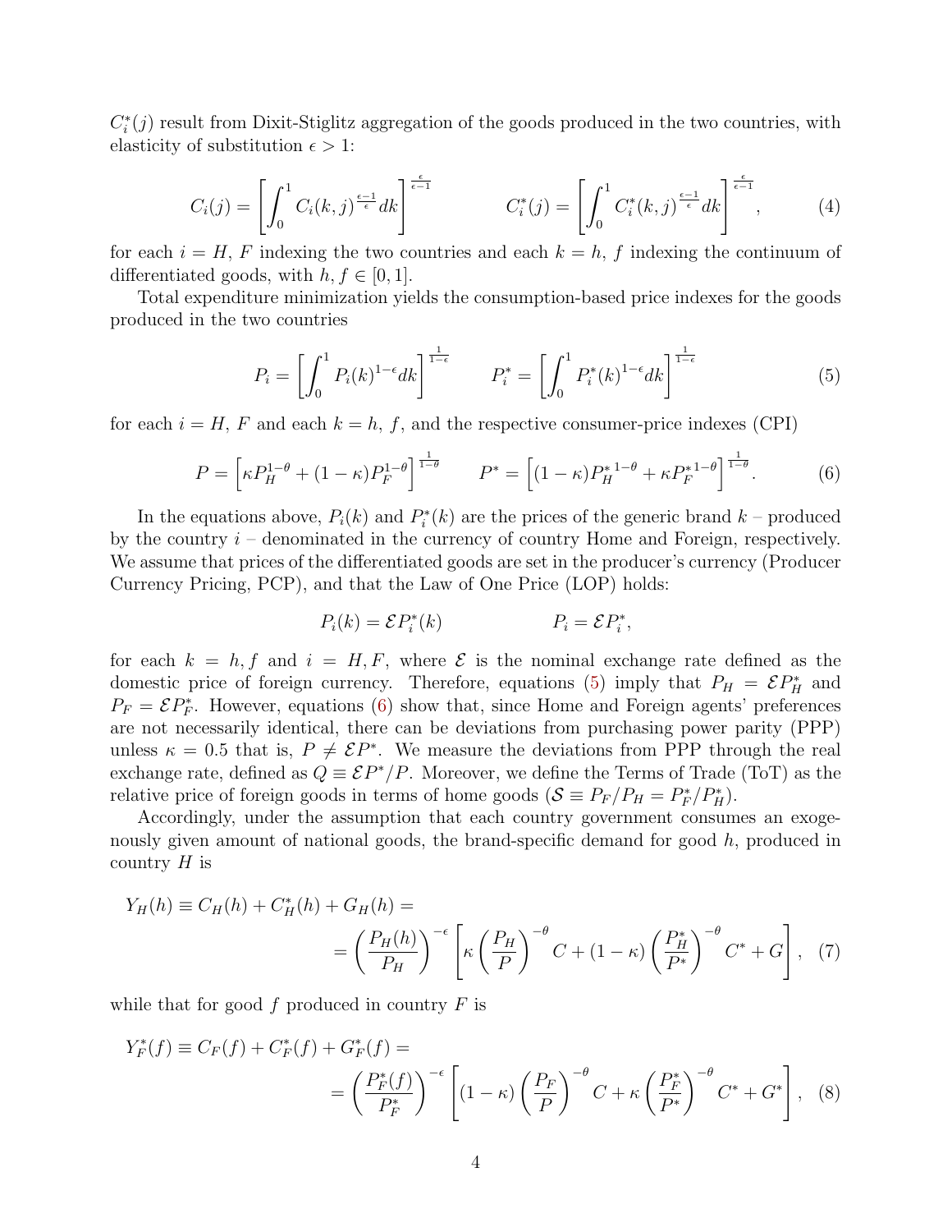$C_i^*(j)$ result from Dixit-Stiglitz aggregation of the goods produced in the two countries, with elasticity of substitution $\epsilon > 1$:

$$C_i(j) = \left[\int_0^1 C_i(k,j)^{\frac{\epsilon-1}{\epsilon}} dk\right]^{\frac{\epsilon}{\epsilon-1}} \qquad C_i^*(j) = \left[\int_0^1 C_i^*(k,j)^{\frac{\epsilon-1}{\epsilon}} dk\right]^{\frac{\epsilon}{\epsilon-1}}, \tag{4}$$

for each $i = H, F$ indexing the two countries and each $k = h, f$ indexing the continuum of differentiated goods, with $h, f \in [0, 1]$.

Total expenditure minimization yields the consumption-based price indexes for the goods produced in the two countries

$$P_i = \left[\int_0^1 P_i(k)^{1-\epsilon} dk\right]^{\frac{1}{1-\epsilon}} \qquad P_i^* = \left[\int_0^1 P_i^*(k)^{1-\epsilon} dk\right]^{\frac{1}{1-\epsilon}} \tag{5}$$

for each $i = H, F$ and each $k = h, f$, and the respective consumer-price indexes (CPI)

$$P = \left[\kappa P_H^{1-\theta} + (1-\kappa) P_F^{1-\theta}\right]^{\frac{1}{1-\theta}} \qquad P^* = \left[(1-\kappa) P_H^{*\,1-\theta} + \kappa P_F^{*\,1-\theta}\right]^{\frac{1}{1-\theta}}. \tag{6}$$

In the equations above, $P_i(k)$ and $P_i^*(k)$ are the prices of the generic brand $k$ – produced by the country $i$ – denominated in the currency of country Home and Foreign, respectively. We assume that prices of the differentiated goods are set in the producer's currency (Producer Currency Pricing, PCP), and that the Law of One Price (LOP) holds:

$$P_i(k) = \mathcal{E} P_i^*(k) \qquad\qquad P_i = \mathcal{E} P_i^*,$$

for each $k = h, f$ and $i = H, F$, where $\mathcal{E}$ is the nominal exchange rate defined as the domestic price of foreign currency. Therefore, equations (5) imply that $P_H = \mathcal{E} P_H^*$ and $P_F = \mathcal{E} P_F^*$. However, equations (6) show that, since Home and Foreign agents' preferences are not necessarily identical, there can be deviations from purchasing power parity (PPP) unless $\kappa = 0.5$ that is, $P \neq \mathcal{E} P^*$. We measure the deviations from PPP through the real exchange rate, defined as $Q \equiv \mathcal{E} P^*/P$. Moreover, we define the Terms of Trade (ToT) as the relative price of foreign goods in terms of home goods ($\mathcal{S} \equiv P_F/P_H = P_F^*/P_H^*$).

Accordingly, under the assumption that each country government consumes an exogenously given amount of national goods, the brand-specific demand for good $h$, produced in country $H$ is

$$Y_H(h) \equiv C_H(h) + C_H^*(h) + G_H(h) = \\ = \left(\frac{P_H(h)}{P_H}\right)^{-\epsilon} \left[\kappa \left(\frac{P_H}{P}\right)^{-\theta} C + (1-\kappa) \left(\frac{P_H^*}{P^*}\right)^{-\theta} C^* + G\right], \tag{7}$$

while that for good $f$ produced in country $F$ is

$$Y_F^*(f) \equiv C_F(f) + C_F^*(f) + G_F^*(f) = \\ = \left(\frac{P_F^*(f)}{P_F^*}\right)^{-\epsilon} \left[(1-\kappa) \left(\frac{P_F}{P}\right)^{-\theta} C + \kappa \left(\frac{P_F^*}{P^*}\right)^{-\theta} C^* + G^*\right], \tag{8}$$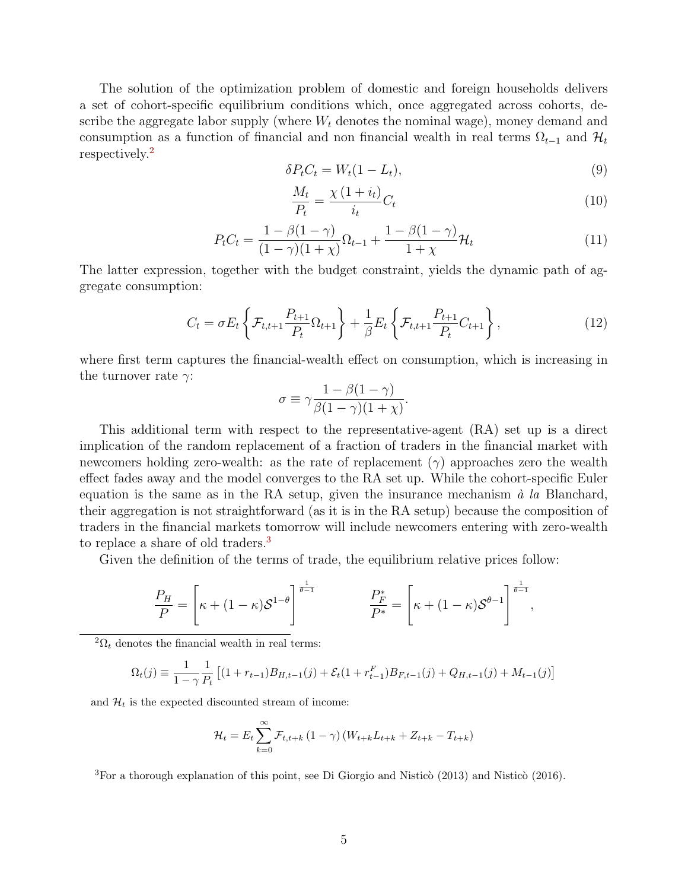The solution of the optimization problem of domestic and foreign households delivers a set of cohort-specific equilibrium conditions which, once aggregated across cohorts, describe the aggregate labor supply (where $W_t$ denotes the nominal wage), money demand and consumption as a function of financial and non financial wealth in real terms $\Omega_{t-1}$ and $\mathcal{H}_t$ respectively.[2]

$$\delta P_t C_t = W_t(1 - L_t), \tag{9}$$

$$\frac{M_t}{P_t} = \frac{\chi(1+i_t)}{i_t} C_t \tag{10}$$

$$P_t C_t = \frac{1-\beta(1-\gamma)}{(1-\gamma)(1+\chi)}\Omega_{t-1} + \frac{1-\beta(1-\gamma)}{1+\chi}\mathcal{H}_t \tag{11}$$

The latter expression, together with the budget constraint, yields the dynamic path of aggregate consumption:

$$C_t = \sigma E_t \left\{ \mathcal{F}_{t,t+1} \frac{P_{t+1}}{P_t} \Omega_{t+1} \right\} + \frac{1}{\beta} E_t \left\{ \mathcal{F}_{t,t+1} \frac{P_{t+1}}{P_t} C_{t+1} \right\}, \tag{12}$$

where first term captures the financial-wealth effect on consumption, which is increasing in the turnover rate $\gamma$:

$$\sigma \equiv \gamma \frac{1-\beta(1-\gamma)}{\beta(1-\gamma)(1+\chi)}.$$

This additional term with respect to the representative-agent (RA) set up is a direct implication of the random replacement of a fraction of traders in the financial market with newcomers holding zero-wealth: as the rate of replacement ($\gamma$) approaches zero the wealth effect fades away and the model converges to the RA set up. While the cohort-specific Euler equation is the same as in the RA setup, given the insurance mechanism *à la* Blanchard, their aggregation is not straightforward (as it is in the RA setup) because the composition of traders in the financial markets tomorrow will include newcomers entering with zero-wealth to replace a share of old traders.[3]

Given the definition of the terms of trade, the equilibrium relative prices follow:

$$\frac{P_H}{P} = \left[\kappa + (1-\kappa)\mathcal{S}^{1-\theta}\right]^{\frac{1}{\theta-1}} \qquad \frac{P_F^*}{P^*} = \left[\kappa + (1-\kappa)\mathcal{S}^{\theta-1}\right]^{\frac{1}{\theta-1}},$$

---

[2] $\Omega_t$ denotes the financial wealth in real terms:

$$\Omega_t(j) \equiv \frac{1}{1-\gamma}\frac{1}{P_t}\left[(1+r_{t-1})B_{H,t-1}(j) + \mathcal{E}_t(1+r_{t-1}^F)B_{F,t-1}(j) + Q_{H,t-1}(j) + M_{t-1}(j)\right]$$

and $\mathcal{H}_t$ is the expected discounted stream of income:

$$\mathcal{H}_t = E_t \sum_{k=0}^{\infty} \mathcal{F}_{t,t+k}\,(1-\gamma)\,(W_{t+k}L_{t+k} + Z_{t+k} - T_{t+k})$$

[3] For a thorough explanation of this point, see Di Giorgio and Nisticò (2013) and Nisticò (2016).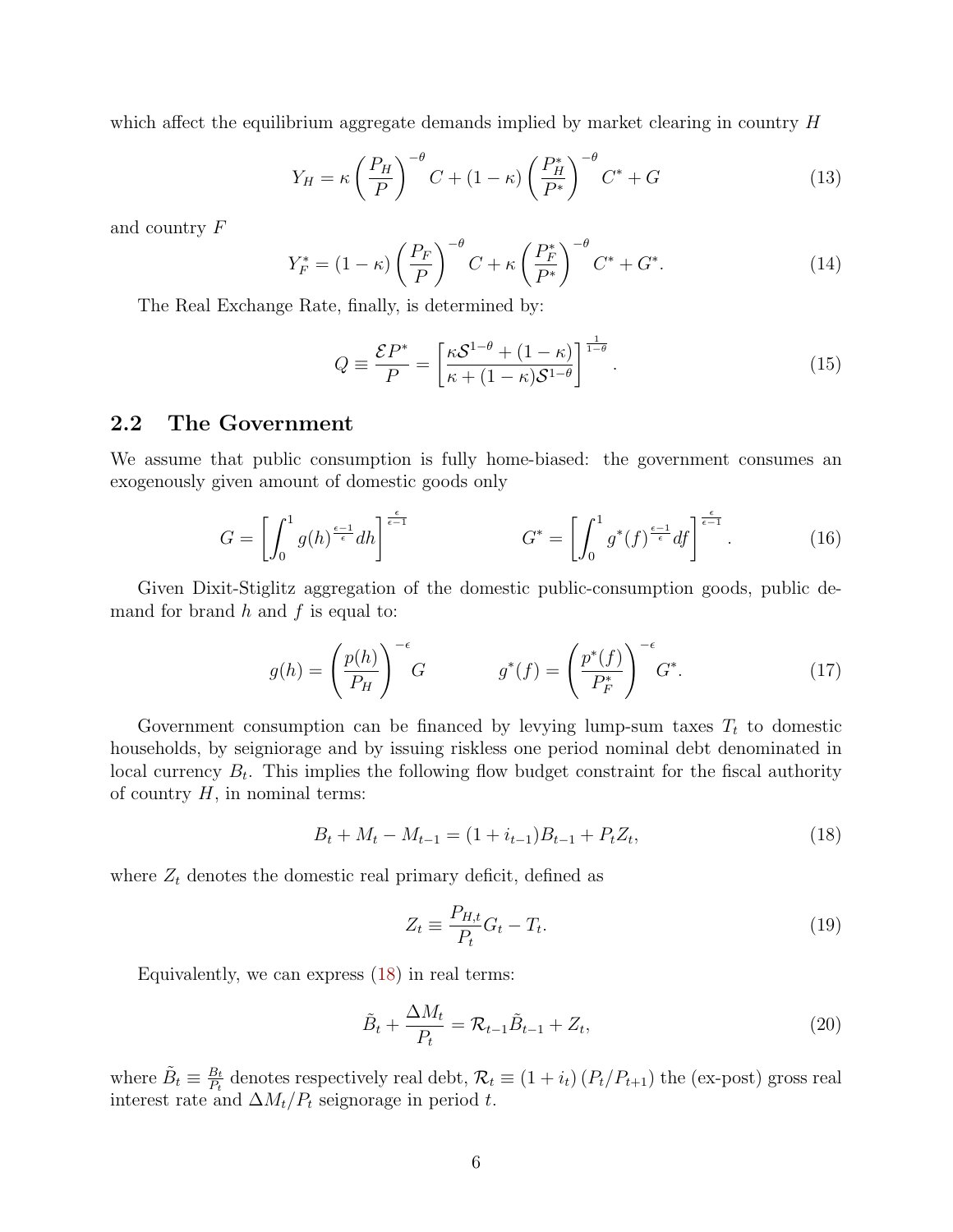which affect the equilibrium aggregate demands implied by market clearing in country $H$

$$Y_H = \kappa \left( \frac{P_H}{P} \right)^{-\theta} C + (1 - \kappa) \left( \frac{P_H^*}{P^*} \right)^{-\theta} C^* + G \tag{13}$$

and country $F$

$$Y_F^* = (1 - \kappa) \left( \frac{P_F}{P} \right)^{-\theta} C + \kappa \left( \frac{P_F^*}{P^*} \right)^{-\theta} C^* + G^*. \tag{14}$$

The Real Exchange Rate, finally, is determined by:

$$Q \equiv \frac{\mathcal{E} P^*}{P} = \left[ \frac{\kappa \mathcal{S}^{1-\theta} + (1 - \kappa)}{\kappa + (1 - \kappa) \mathcal{S}^{1-\theta}} \right]^{\frac{1}{1-\theta}}. \tag{15}$$

## 2.2 The Government

We assume that public consumption is fully home-biased: the government consumes an exogenously given amount of domestic goods only

$$G = \left[ \int_0^1 g(h)^{\frac{\epsilon-1}{\epsilon}} dh \right]^{\frac{\epsilon}{\epsilon-1}} \qquad\qquad G^* = \left[ \int_0^1 g^*(f)^{\frac{\epsilon-1}{\epsilon}} df \right]^{\frac{\epsilon}{\epsilon-1}}. \tag{16}$$

Given Dixit-Stiglitz aggregation of the domestic public-consumption goods, public demand for brand $h$ and $f$ is equal to:

$$g(h) = \left( \frac{p(h)}{P_H} \right)^{-\epsilon} G \qquad\qquad g^*(f) = \left( \frac{p^*(f)}{P_F^*} \right)^{-\epsilon} G^*. \tag{17}$$

Government consumption can be financed by levying lump-sum taxes $T_t$ to domestic households, by seigniorage and by issuing riskless one period nominal debt denominated in local currency $B_t$. This implies the following flow budget constraint for the fiscal authority of country $H$, in nominal terms:

$$B_t + M_t - M_{t-1} = (1 + i_{t-1}) B_{t-1} + P_t Z_t, \tag{18}$$

where $Z_t$ denotes the domestic real primary deficit, defined as

$$Z_t \equiv \frac{P_{H,t}}{P_t} G_t - T_t. \tag{19}$$

Equivalently, we can express (18) in real terms:

$$\tilde{B}_t + \frac{\Delta M_t}{P_t} = \mathcal{R}_{t-1} \tilde{B}_{t-1} + Z_t, \tag{20}$$

where $\tilde{B}_t \equiv \frac{B_t}{P_t}$ denotes respectively real debt, $\mathcal{R}_t \equiv (1 + i_t)(P_t / P_{t+1})$ the (ex-post) gross real interest rate and $\Delta M_t / P_t$ seignorage in period $t$.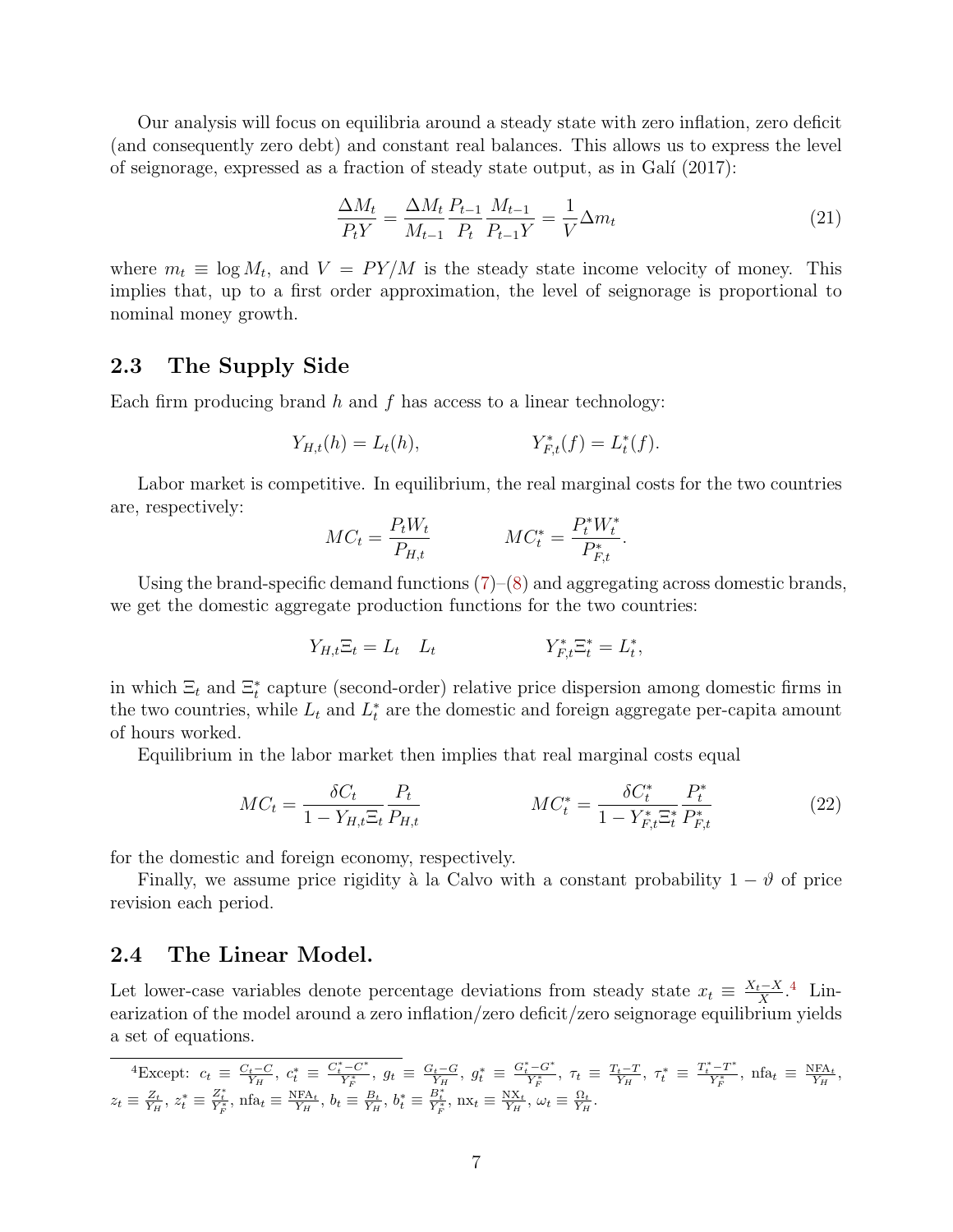Our analysis will focus on equilibria around a steady state with zero inflation, zero deficit (and consequently zero debt) and constant real balances. This allows us to express the level of seignorage, expressed as a fraction of steady state output, as in Galí (2017):

$$\frac{\Delta M_t}{P_t Y} = \frac{\Delta M_t}{M_{t-1}} \frac{P_{t-1}}{P_t} \frac{M_{t-1}}{P_{t-1} Y} = \frac{1}{V} \Delta m_t \tag{21}$$

where $m_t \equiv \log M_t$, and $V = PY/M$ is the steady state income velocity of money. This implies that, up to a first order approximation, the level of seignorage is proportional to nominal money growth.

## 2.3 The Supply Side

Each firm producing brand $h$ and $f$ has access to a linear technology:

$$Y_{H,t}(h) = L_t(h), \qquad\qquad Y^*_{F,t}(f) = L^*_t(f).$$

Labor market is competitive. In equilibrium, the real marginal costs for the two countries are, respectively:

$$MC_t = \frac{P_t W_t}{P_{H,t}} \qquad\qquad MC^*_t = \frac{P^*_t W^*_t}{P^*_{F,t}}.$$

Using the brand-specific demand functions (7)–(8) and aggregating across domestic brands, we get the domestic aggregate production functions for the two countries:

$$Y_{H,t}\Xi_t = L_t \quad L_t \qquad\qquad Y^*_{F,t}\Xi^*_t = L^*_t,$$

in which $\Xi_t$ and $\Xi^*_t$ capture (second-order) relative price dispersion among domestic firms in the two countries, while $L_t$ and $L^*_t$ are the domestic and foreign aggregate per-capita amount of hours worked.

Equilibrium in the labor market then implies that real marginal costs equal

$$MC_t = \frac{\delta C_t}{1 - Y_{H,t}\Xi_t} \frac{P_t}{P_{H,t}} \qquad\qquad MC^*_t = \frac{\delta C^*_t}{1 - Y^*_{F,t}\Xi^*_t} \frac{P^*_t}{P^*_{F,t}} \tag{22}$$

for the domestic and foreign economy, respectively.

Finally, we assume price rigidity à la Calvo with a constant probability $1 - \vartheta$ of price revision each period.

## 2.4 The Linear Model.

Let lower-case variables denote percentage deviations from steady state $x_t \equiv \frac{X_t - X}{X}$.[4] Linearization of the model around a zero inflation/zero deficit/zero seignorage equilibrium yields a set of equations.

[4] Except: $c_t \equiv \frac{C_t - C}{Y_H}$, $c^*_t \equiv \frac{C^*_t - C^*}{Y^*_F}$, $g_t \equiv \frac{G_t - G}{Y_H}$, $g^*_t \equiv \frac{G^*_t - G^*}{Y^*_F}$, $\tau_t \equiv \frac{T_t - T}{Y_H}$, $\tau^*_t \equiv \frac{T^*_t - T^*}{Y^*_F}$, $\text{nfa}_t \equiv \frac{\text{NFA}_t}{Y_H}$, $z_t \equiv \frac{Z_t}{Y_H}$, $z^*_t \equiv \frac{Z^*_t}{Y^*_F}$, $\text{nfa}_t \equiv \frac{\text{NFA}_t}{Y_H}$, $b_t \equiv \frac{B_t}{Y_H}$, $b^*_t \equiv \frac{B^*_t}{Y^*_F}$, $\text{nx}_t \equiv \frac{\text{NX}_t}{Y_H}$, $\omega_t \equiv \frac{\Omega_t}{Y_H}$.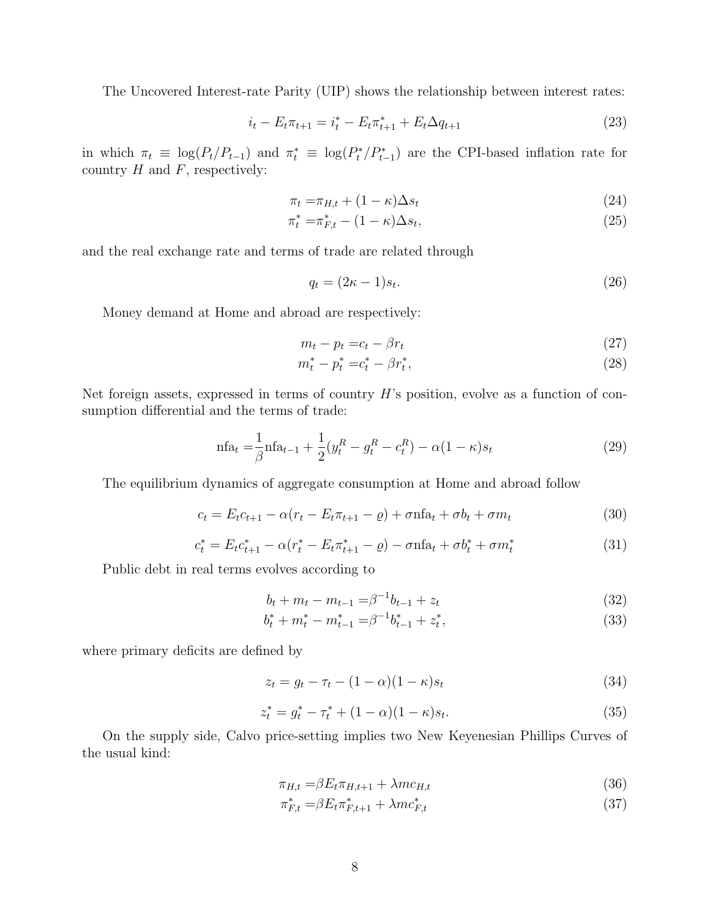The Uncovered Interest-rate Parity (UIP) shows the relationship between interest rates:

$$i_t - E_t\pi_{t+1} = i_t^* - E_t\pi_{t+1}^* + E_t\Delta q_{t+1} \tag{23}$$

in which $\pi_t \equiv \log(P_t/P_{t-1})$ and $\pi_t^* \equiv \log(P_t^*/P_{t-1}^*)$ are the CPI-based inflation rate for country $H$ and $F$, respectively:

$$\pi_t = \pi_{H,t} + (1-\kappa)\Delta s_t \tag{24}$$

$$\pi_t^* = \pi_{F,t}^* - (1-\kappa)\Delta s_t, \tag{25}$$

and the real exchange rate and terms of trade are related through

$$q_t = (2\kappa - 1)s_t. \tag{26}$$

Money demand at Home and abroad are respectively:

$$m_t - p_t = c_t - \beta r_t \tag{27}$$

$$m_t^* - p_t^* = c_t^* - \beta r_t^*, \tag{28}$$

Net foreign assets, expressed in terms of country $H$'s position, evolve as a function of consumption differential and the terms of trade:

$$\text{nfa}_t = \frac{1}{\beta}\text{nfa}_{t-1} + \frac{1}{2}(y_t^R - g_t^R - c_t^R) - \alpha(1-\kappa)s_t \tag{29}$$

The equilibrium dynamics of aggregate consumption at Home and abroad follow

$$c_t = E_t c_{t+1} - \alpha(r_t - E_t\pi_{t+1} - \varrho) + \sigma\text{nfa}_t + \sigma b_t + \sigma m_t \tag{30}$$

$$c_t^* = E_t c_{t+1}^* - \alpha(r_t^* - E_t\pi_{t+1}^* - \varrho) - \sigma\text{nfa}_t + \sigma b_t^* + \sigma m_t^* \tag{31}$$

Public debt in real terms evolves according to

$$b_t + m_t - m_{t-1} = \beta^{-1}b_{t-1} + z_t \tag{32}$$

$$b_t^* + m_t^* - m_{t-1}^* = \beta^{-1}b_{t-1}^* + z_t^*, \tag{33}$$

where primary deficits are defined by

$$z_t = g_t - \tau_t - (1-\alpha)(1-\kappa)s_t \tag{34}$$

$$z_t^* = g_t^* - \tau_t^* + (1-\alpha)(1-\kappa)s_t. \tag{35}$$

On the supply side, Calvo price-setting implies two New Keyenesian Phillips Curves of the usual kind:

$$\pi_{H,t} = \beta E_t\pi_{H,t+1} + \lambda mc_{H,t} \tag{36}$$

$$\pi_{F,t}^* = \beta E_t\pi_{F,t+1}^* + \lambda mc_{F,t}^* \tag{37}$$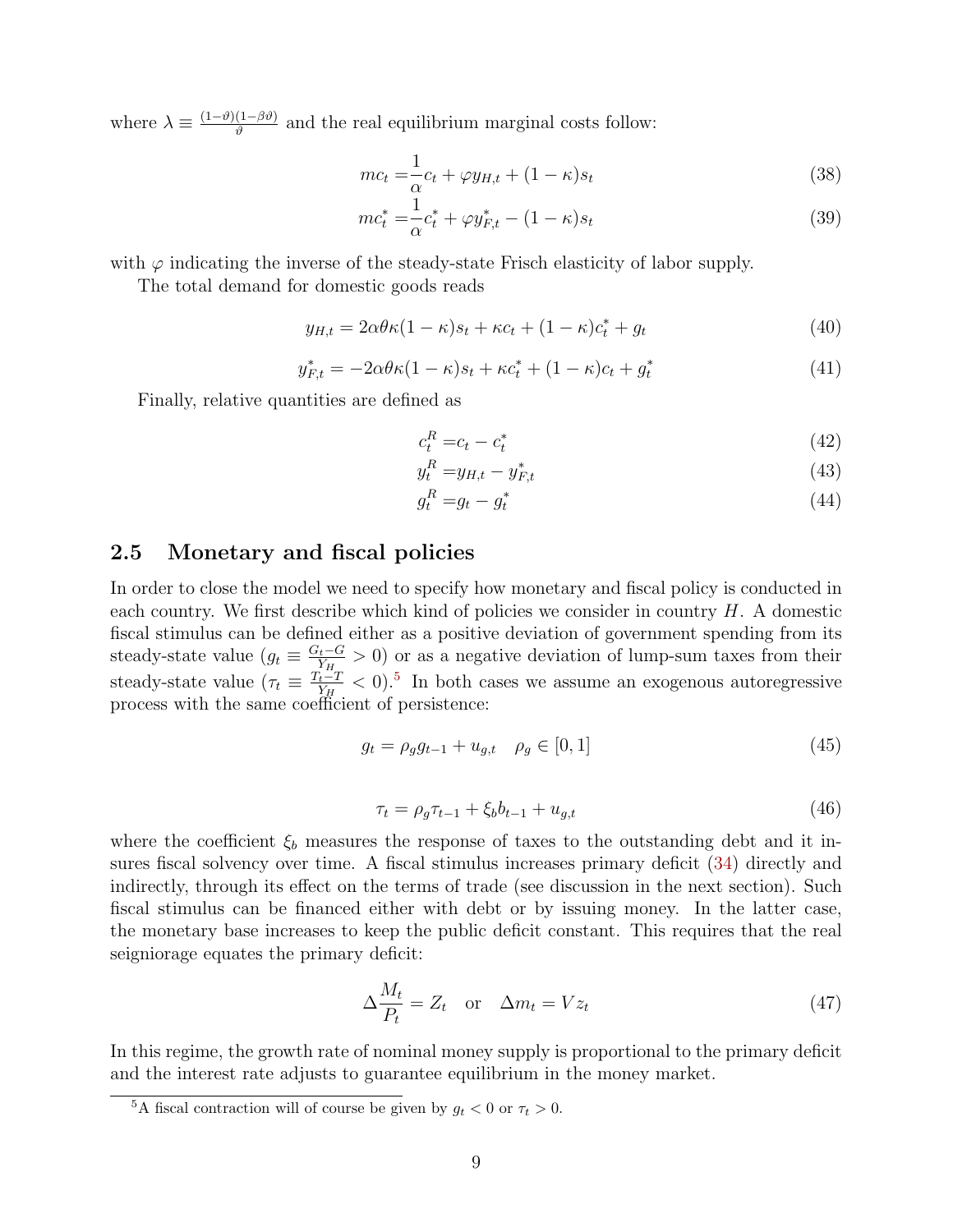where $\lambda \equiv \frac{(1-\vartheta)(1-\beta\vartheta)}{\vartheta}$ and the real equilibrium marginal costs follow:

$$mc_t = \frac{1}{\alpha}c_t + \varphi y_{H,t} + (1-\kappa)s_t \tag{38}$$

$$mc_t^* = \frac{1}{\alpha}c_t^* + \varphi y_{F,t}^* - (1-\kappa)s_t \tag{39}$$

with $\varphi$ indicating the inverse of the steady-state Frisch elasticity of labor supply.

The total demand for domestic goods reads

$$y_{H,t} = 2\alpha\theta\kappa(1-\kappa)s_t + \kappa c_t + (1-\kappa)c_t^* + g_t \tag{40}$$

$$y_{F,t}^* = -2\alpha\theta\kappa(1-\kappa)s_t + \kappa c_t^* + (1-\kappa)c_t + g_t^* \tag{41}$$

Finally, relative quantities are defined as

$$c_t^R = c_t - c_t^* \tag{42}$$

$$y_t^R = y_{H,t} - y_{F,t}^* \tag{43}$$

$$g_t^R = g_t - g_t^* \tag{44}$$

## 2.5 Monetary and fiscal policies

In order to close the model we need to specify how monetary and fiscal policy is conducted in each country. We first describe which kind of policies we consider in country $H$. A domestic fiscal stimulus can be defined either as a positive deviation of government spending from its steady-state value ($g_t \equiv \frac{G_t - G}{Y_H} > 0$) or as a negative deviation of lump-sum taxes from their steady-state value ($\tau_t \equiv \frac{T_t - T}{Y_H} < 0$).[5] In both cases we assume an exogenous autoregressive process with the same coefficient of persistence:

$$g_t = \rho_g g_{t-1} + u_{g,t} \quad \rho_g \in [0,1] \tag{45}$$

$$\tau_t = \rho_g \tau_{t-1} + \xi_b b_{t-1} + u_{g,t} \tag{46}$$

where the coefficient $\xi_b$ measures the response of taxes to the outstanding debt and it insures fiscal solvency over time. A fiscal stimulus increases primary deficit (34) directly and indirectly, through its effect on the terms of trade (see discussion in the next section). Such fiscal stimulus can be financed either with debt or by issuing money. In the latter case, the monetary base increases to keep the public deficit constant. This requires that the real seigniorage equates the primary deficit:

$$\Delta \frac{M_t}{P_t} = Z_t \quad \text{or} \quad \Delta m_t = V z_t \tag{47}$$

In this regime, the growth rate of nominal money supply is proportional to the primary deficit and the interest rate adjusts to guarantee equilibrium in the money market.

[5] A fiscal contraction will of course be given by $g_t < 0$ or $\tau_t > 0$.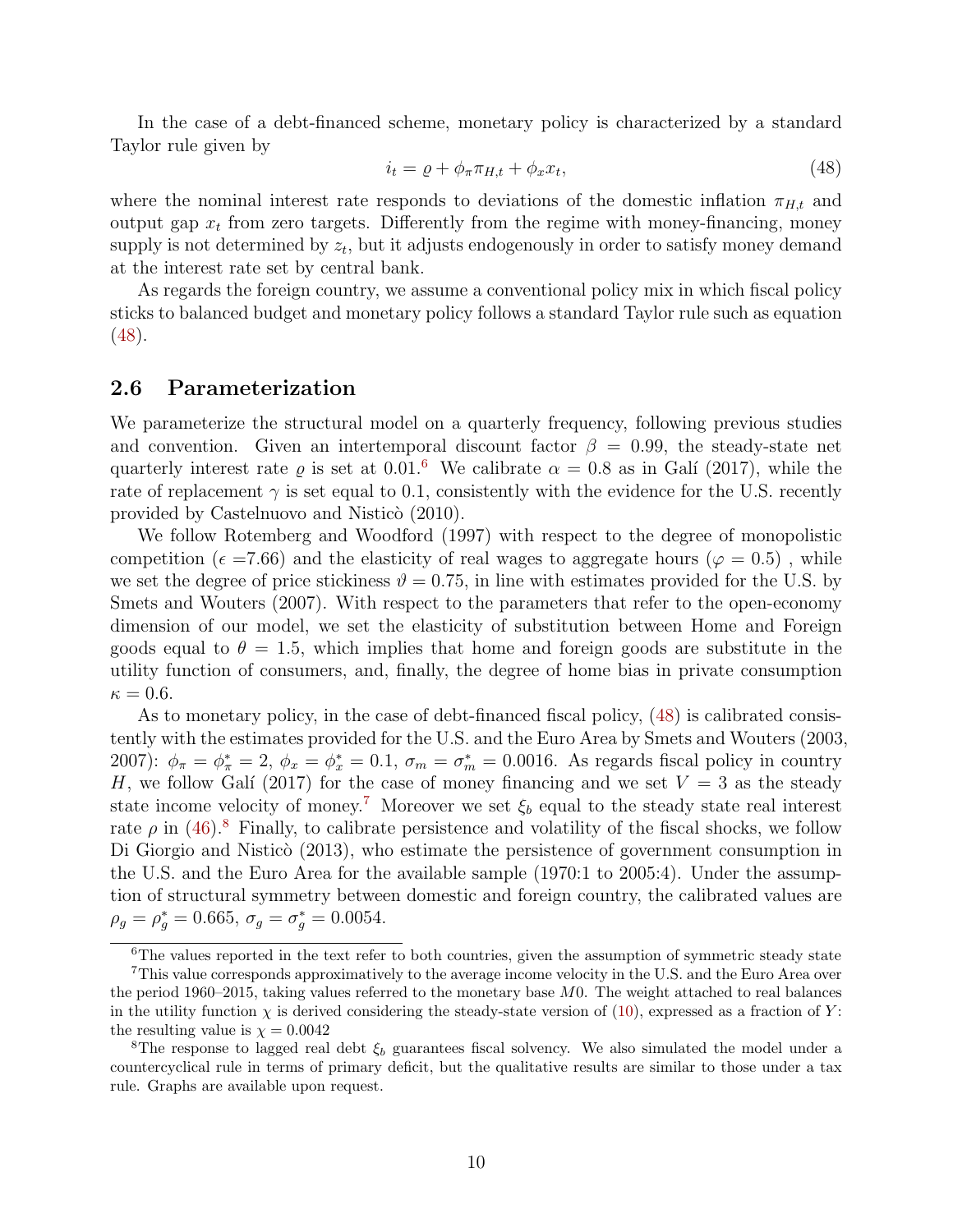In the case of a debt-financed scheme, monetary policy is characterized by a standard Taylor rule given by

$$i_t = \varrho + \phi_\pi \pi_{H,t} + \phi_x x_t, \tag{48}$$

where the nominal interest rate responds to deviations of the domestic inflation $\pi_{H,t}$ and output gap $x_t$ from zero targets. Differently from the regime with money-financing, money supply is not determined by $z_t$, but it adjusts endogenously in order to satisfy money demand at the interest rate set by central bank.

As regards the foreign country, we assume a conventional policy mix in which fiscal policy sticks to balanced budget and monetary policy follows a standard Taylor rule such as equation (48).

## 2.6 Parameterization

We parameterize the structural model on a quarterly frequency, following previous studies and convention. Given an intertemporal discount factor $\beta = 0.99$, the steady-state net quarterly interest rate $\varrho$ is set at 0.01.[6] We calibrate $\alpha = 0.8$ as in Galí (2017), while the rate of replacement $\gamma$ is set equal to 0.1, consistently with the evidence for the U.S. recently provided by Castelnuovo and Nisticò (2010).

We follow Rotemberg and Woodford (1997) with respect to the degree of monopolistic competition ($\epsilon$ =7.66) and the elasticity of real wages to aggregate hours ($\varphi = 0.5$) , while we set the degree of price stickiness $\vartheta = 0.75$, in line with estimates provided for the U.S. by Smets and Wouters (2007). With respect to the parameters that refer to the open-economy dimension of our model, we set the elasticity of substitution between Home and Foreign goods equal to $\theta = 1.5$, which implies that home and foreign goods are substitute in the utility function of consumers, and, finally, the degree of home bias in private consumption $\kappa = 0.6$.

As to monetary policy, in the case of debt-financed fiscal policy, (48) is calibrated consistently with the estimates provided for the U.S. and the Euro Area by Smets and Wouters (2003, 2007): $\phi_\pi = \phi_\pi^* = 2$, $\phi_x = \phi_x^* = 0.1$, $\sigma_m = \sigma_m^* = 0.0016$. As regards fiscal policy in country $H$, we follow Galí (2017) for the case of money financing and we set $V = 3$ as the steady state income velocity of money.[7] Moreover we set $\xi_b$ equal to the steady state real interest rate $\rho$ in (46).[8] Finally, to calibrate persistence and volatility of the fiscal shocks, we follow Di Giorgio and Nisticò (2013), who estimate the persistence of government consumption in the U.S. and the Euro Area for the available sample (1970:1 to 2005:4). Under the assumption of structural symmetry between domestic and foreign country, the calibrated values are $\rho_g = \rho_g^* = 0.665$, $\sigma_g = \sigma_g^* = 0.0054$.

---

[6] The values reported in the text refer to both countries, given the assumption of symmetric steady state

[7] This value corresponds approximately to the average income velocity in the U.S. and the Euro Area over the period 1960–2015, taking values referred to the monetary base $M0$. The weight attached to real balances in the utility function $\chi$ is derived considering the steady-state version of (10), expressed as a fraction of $Y$: the resulting value is $\chi = 0.0042$

[8] The response to lagged real debt $\xi_b$ guarantees fiscal solvency. We also simulated the model under a countercyclical rule in terms of primary deficit, but the qualitative results are similar to those under a tax rule. Graphs are available upon request.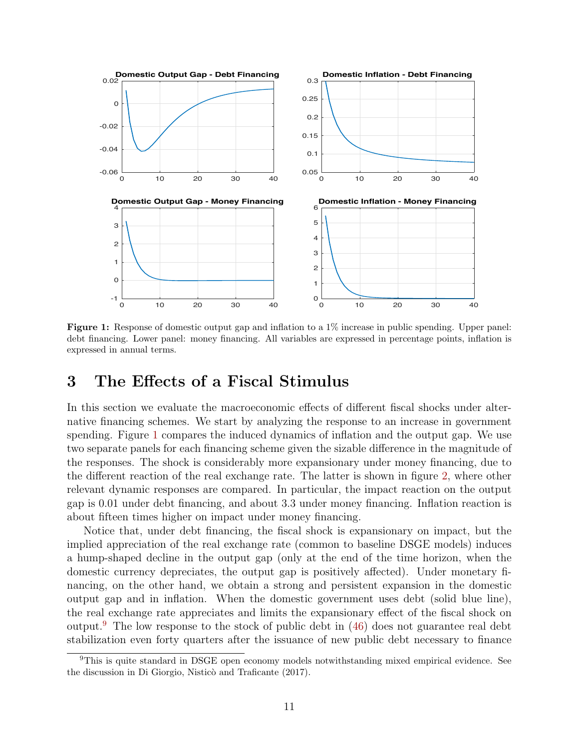**Figure 1:** Response of domestic output gap and inflation to a 1% increase in public spending. Upper panel: debt financing. Lower panel: money financing. All variables are expressed in percentage points, inflation is expressed in annual terms.

# 3 The Effects of a Fiscal Stimulus

In this section we evaluate the macroeconomic effects of different fiscal shocks under alternative financing schemes. We start by analyzing the response to an increase in government spending. Figure 1 compares the induced dynamics of inflation and the output gap. We use two separate panels for each financing scheme given the sizable difference in the magnitude of the responses. The shock is considerably more expansionary under money financing, due to the different reaction of the real exchange rate. The latter is shown in figure 2, where other relevant dynamic responses are compared. In particular, the impact reaction on the output gap is 0.01 under debt financing, and about 3.3 under money financing. Inflation reaction is about fifteen times higher on impact under money financing.

Notice that, under debt financing, the fiscal shock is expansionary on impact, but the implied appreciation of the real exchange rate (common to baseline DSGE models) induces a hump-shaped decline in the output gap (only at the end of the time horizon, when the domestic currency depreciates, the output gap is positively affected). Under monetary financing, on the other hand, we obtain a strong and persistent expansion in the domestic output gap and in inflation. When the domestic government uses debt (solid blue line), the real exchange rate appreciates and limits the expansionary effect of the fiscal shock on output.[9] The low response to the stock of public debt in (46) does not guarantee real debt stabilization even forty quarters after the issuance of new public debt necessary to finance

[9]This is quite standard in DSGE open economy models notwithstanding mixed empirical evidence. See the discussion in Di Giorgio, Nisticò and Traficante (2017).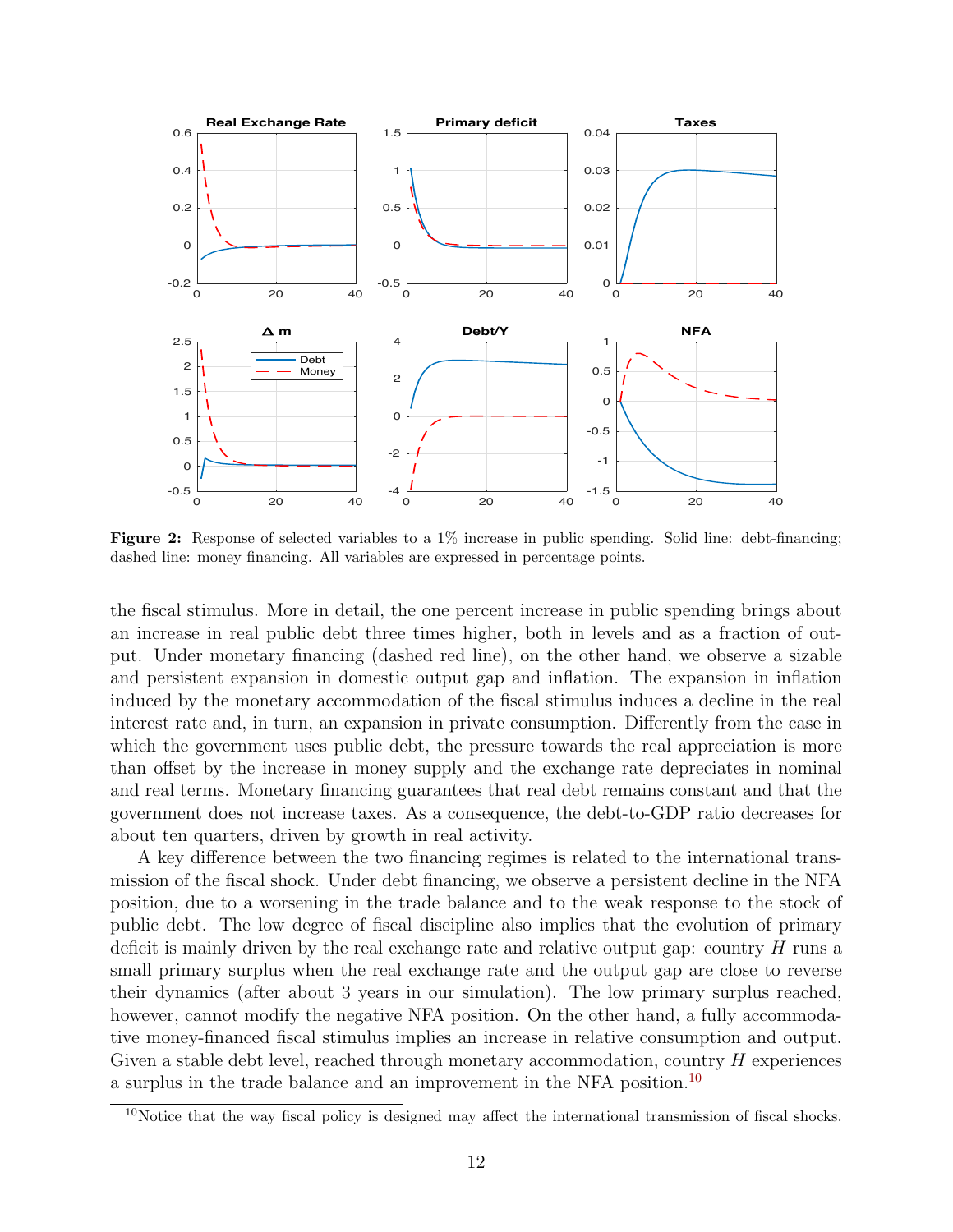Figure 2: Response of selected variables to a 1% increase in public spending. Solid line: debt-financing; dashed line: money financing. All variables are expressed in percentage points.

the fiscal stimulus. More in detail, the one percent increase in public spending brings about an increase in real public debt three times higher, both in levels and as a fraction of output. Under monetary financing (dashed red line), on the other hand, we observe a sizable and persistent expansion in domestic output gap and inflation. The expansion in inflation induced by the monetary accommodation of the fiscal stimulus induces a decline in the real interest rate and, in turn, an expansion in private consumption. Differently from the case in which the government uses public debt, the pressure towards the real appreciation is more than offset by the increase in money supply and the exchange rate depreciates in nominal and real terms. Monetary financing guarantees that real debt remains constant and that the government does not increase taxes. As a consequence, the debt-to-GDP ratio decreases for about ten quarters, driven by growth in real activity.

A key difference between the two financing regimes is related to the international transmission of the fiscal shock. Under debt financing, we observe a persistent decline in the NFA position, due to a worsening in the trade balance and to the weak response to the stock of public debt. The low degree of fiscal discipline also implies that the evolution of primary deficit is mainly driven by the real exchange rate and relative output gap: country $H$ runs a small primary surplus when the real exchange rate and the output gap are close to reverse their dynamics (after about 3 years in our simulation). The low primary surplus reached, however, cannot modify the negative NFA position. On the other hand, a fully accommodative money-financed fiscal stimulus implies an increase in relative consumption and output. Given a stable debt level, reached through monetary accommodation, country $H$ experiences a surplus in the trade balance and an improvement in the NFA position.[10]

[10] Notice that the way fiscal policy is designed may affect the international transmission of fiscal shocks.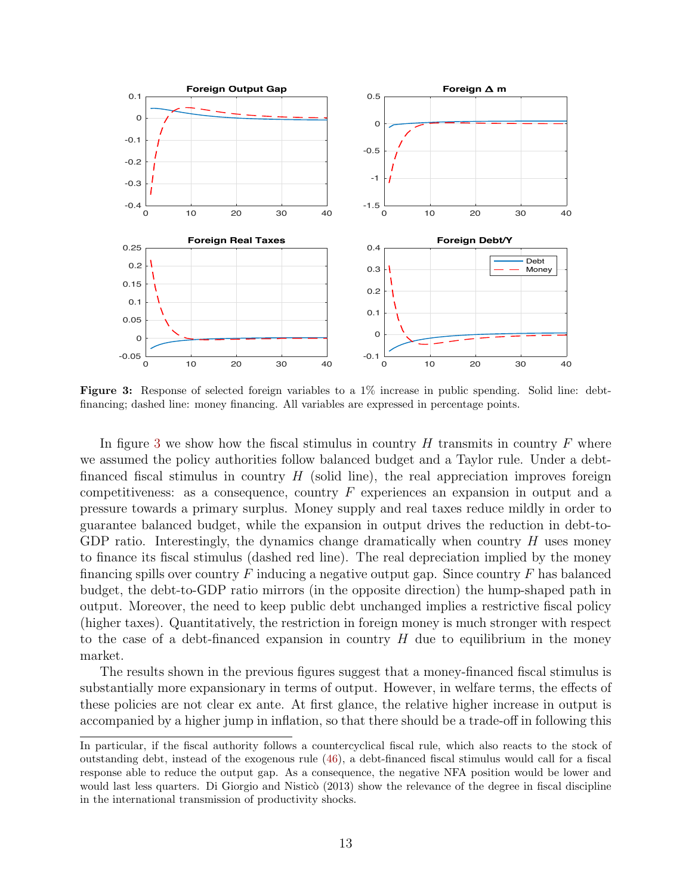**Figure 3:** Response of selected foreign variables to a 1% increase in public spending. Solid line: debt-financing; dashed line: money financing. All variables are expressed in percentage points.

In figure 3 we show how the fiscal stimulus in country $H$ transmits in country $F$ where we assumed the policy authorities follow balanced budget and a Taylor rule. Under a debt-financed fiscal stimulus in country $H$ (solid line), the real appreciation improves foreign competitiveness: as a consequence, country $F$ experiences an expansion in output and a pressure towards a primary surplus. Money supply and real taxes reduce mildly in order to guarantee balanced budget, while the expansion in output drives the reduction in debt-to-GDP ratio. Interestingly, the dynamics change dramatically when country $H$ uses money to finance its fiscal stimulus (dashed red line). The real depreciation implied by the money financing spills over country $F$ inducing a negative output gap. Since country $F$ has balanced budget, the debt-to-GDP ratio mirrors (in the opposite direction) the hump-shaped path in output. Moreover, the need to keep public debt unchanged implies a restrictive fiscal policy (higher taxes). Quantitatively, the restriction in foreign money is much stronger with respect to the case of a debt-financed expansion in country $H$ due to equilibrium in the money market.

The results shown in the previous figures suggest that a money-financed fiscal stimulus is substantially more expansionary in terms of output. However, in welfare terms, the effects of these policies are not clear ex ante. At first glance, the relative higher increase in output is accompanied by a higher jump in inflation, so that there should be a trade-off in following this

In particular, if the fiscal authority follows a countercyclical fiscal rule, which also reacts to the stock of outstanding debt, instead of the exogenous rule (46), a debt-financed fiscal stimulus would call for a fiscal response able to reduce the output gap. As a consequence, the negative NFA position would be lower and would last less quarters. Di Giorgio and Nisticò (2013) show the relevance of the degree in fiscal discipline in the international transmission of productivity shocks.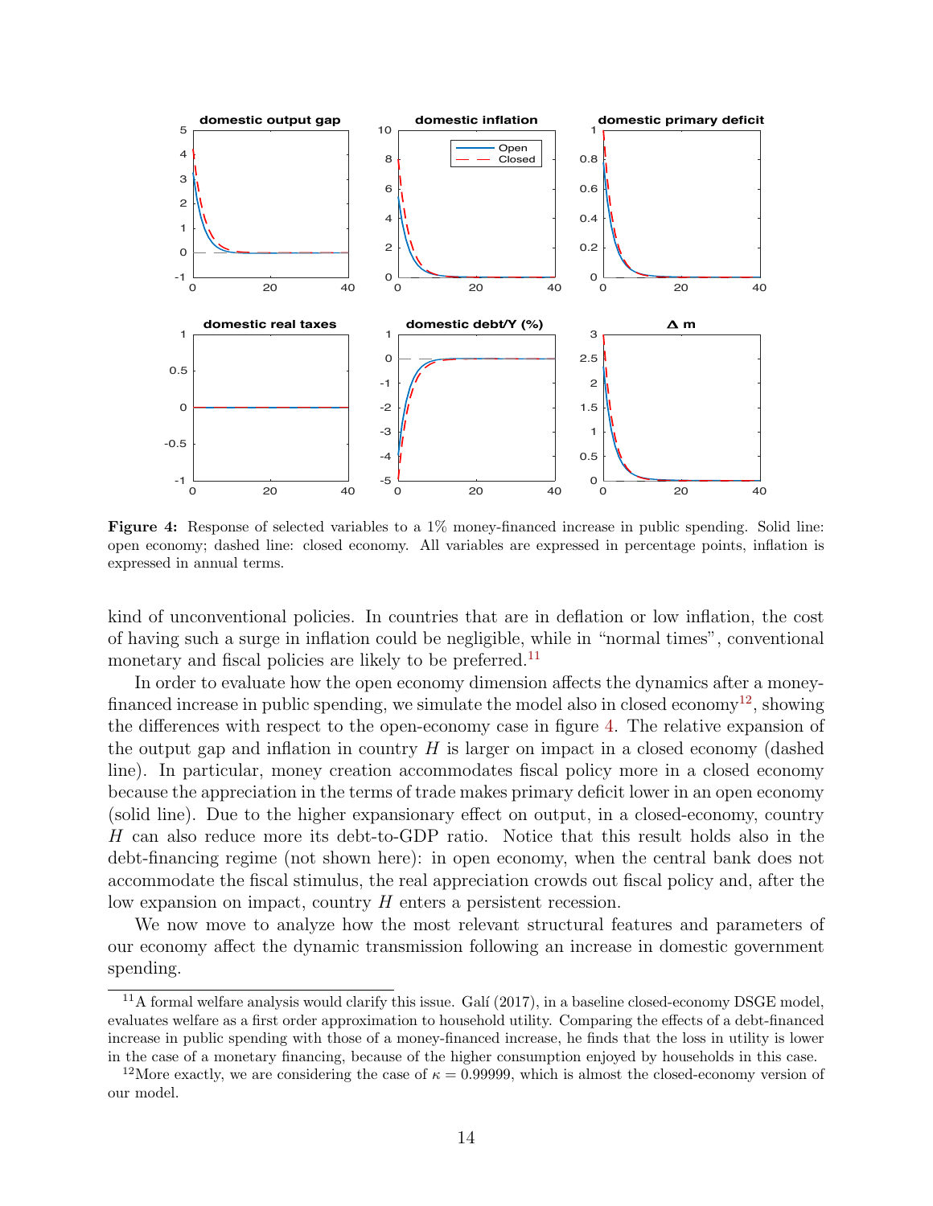**Figure 4:** Response of selected variables to a 1% money-financed increase in public spending. Solid line: open economy; dashed line: closed economy. All variables are expressed in percentage points, inflation is expressed in annual terms.

kind of unconventional policies. In countries that are in deflation or low inflation, the cost of having such a surge in inflation could be negligible, while in "normal times", conventional monetary and fiscal policies are likely to be preferred.[11]

In order to evaluate how the open economy dimension affects the dynamics after a money-financed increase in public spending, we simulate the model also in closed economy[12], showing the differences with respect to the open-economy case in figure 4. The relative expansion of the output gap and inflation in country $H$ is larger on impact in a closed economy (dashed line). In particular, money creation accommodates fiscal policy more in a closed economy because the appreciation in the terms of trade makes primary deficit lower in an open economy (solid line). Due to the higher expansionary effect on output, in a closed-economy, country $H$ can also reduce more its debt-to-GDP ratio. Notice that this result holds also in the debt-financing regime (not shown here): in open economy, when the central bank does not accommodate the fiscal stimulus, the real appreciation crowds out fiscal policy and, after the low expansion on impact, country $H$ enters a persistent recession.

We now move to analyze how the most relevant structural features and parameters of our economy affect the dynamic transmission following an increase in domestic government spending.

[11] A formal welfare analysis would clarify this issue. Galí (2017), in a baseline closed-economy DSGE model, evaluates welfare as a first order approximation to household utility. Comparing the effects of a debt-financed increase in public spending with those of a money-financed increase, he finds that the loss in utility is lower in the case of a monetary financing, because of the higher consumption enjoyed by households in this case.

[12] More exactly, we are considering the case of $\kappa = 0.99999$, which is almost the closed-economy version of our model.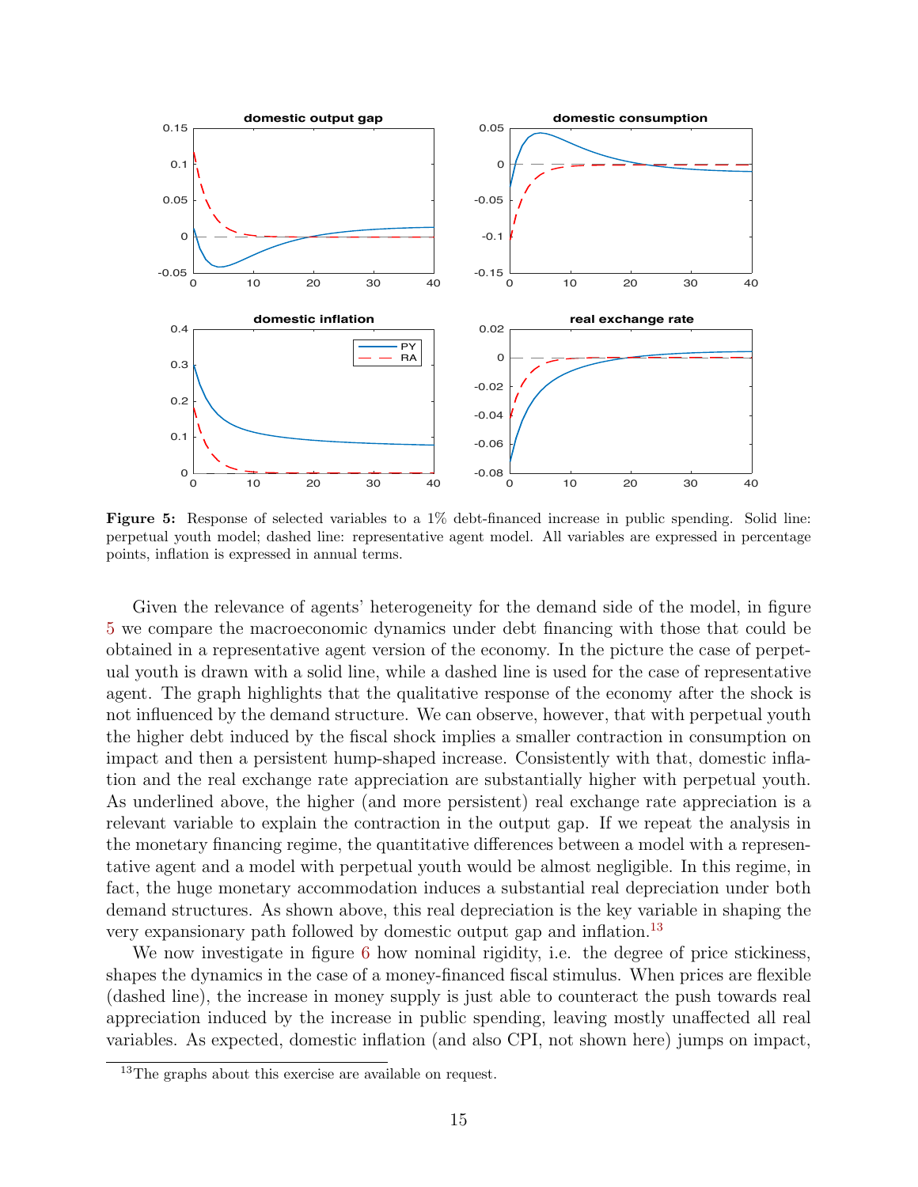**Figure 5:** Response of selected variables to a 1% debt-financed increase in public spending. Solid line: perpetual youth model; dashed line: representative agent model. All variables are expressed in percentage points, inflation is expressed in annual terms.

Given the relevance of agents' heterogeneity for the demand side of the model, in figure 5 we compare the macroeconomic dynamics under debt financing with those that could be obtained in a representative agent version of the economy. In the picture the case of perpetual youth is drawn with a solid line, while a dashed line is used for the case of representative agent. The graph highlights that the qualitative response of the economy after the shock is not influenced by the demand structure. We can observe, however, that with perpetual youth the higher debt induced by the fiscal shock implies a smaller contraction in consumption on impact and then a persistent hump-shaped increase. Consistently with that, domestic inflation and the real exchange rate appreciation are substantially higher with perpetual youth. As underlined above, the higher (and more persistent) real exchange rate appreciation is a relevant variable to explain the contraction in the output gap. If we repeat the analysis in the monetary financing regime, the quantitative differences between a model with a representative agent and a model with perpetual youth would be almost negligible. In this regime, in fact, the huge monetary accommodation induces a substantial real depreciation under both demand structures. As shown above, this real depreciation is the key variable in shaping the very expansionary path followed by domestic output gap and inflation.[13]

We now investigate in figure 6 how nominal rigidity, i.e. the degree of price stickiness, shapes the dynamics in the case of a money-financed fiscal stimulus. When prices are flexible (dashed line), the increase in money supply is just able to counteract the push towards real appreciation induced by the increase in public spending, leaving mostly unaffected all real variables. As expected, domestic inflation (and also CPI, not shown here) jumps on impact,

[13] The graphs about this exercise are available on request.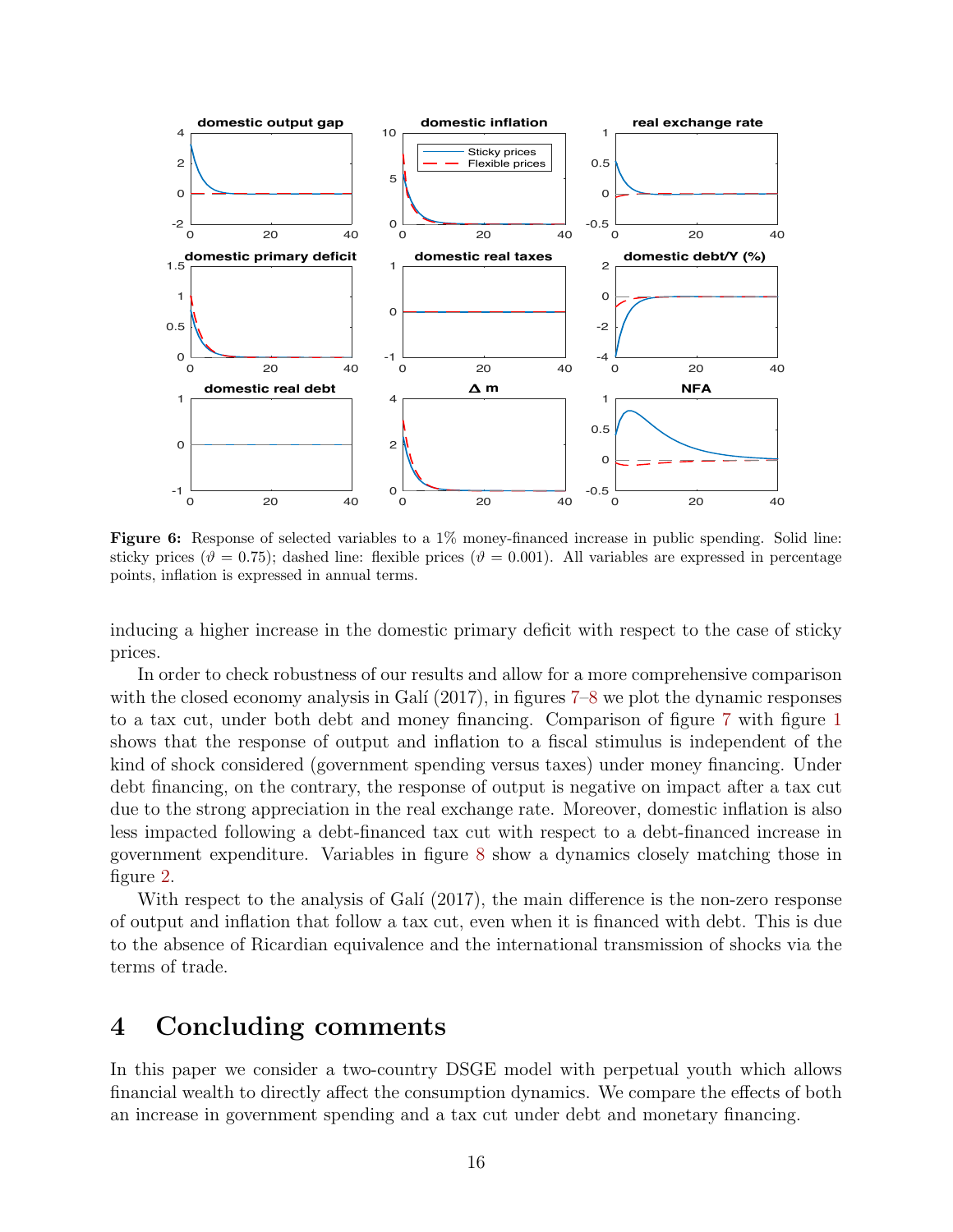**Figure 6:** Response of selected variables to a 1% money-financed increase in public spending. Solid line: sticky prices ($\vartheta = 0.75$); dashed line: flexible prices ($\vartheta = 0.001$). All variables are expressed in percentage points, inflation is expressed in annual terms.

inducing a higher increase in the domestic primary deficit with respect to the case of sticky prices.

In order to check robustness of our results and allow for a more comprehensive comparison with the closed economy analysis in Galí (2017), in figures 7–8 we plot the dynamic responses to a tax cut, under both debt and money financing. Comparison of figure 7 with figure 1 shows that the response of output and inflation to a fiscal stimulus is independent of the kind of shock considered (government spending versus taxes) under money financing. Under debt financing, on the contrary, the response of output is negative on impact after a tax cut due to the strong appreciation in the real exchange rate. Moreover, domestic inflation is also less impacted following a debt-financed tax cut with respect to a debt-financed increase in government expenditure. Variables in figure 8 show a dynamics closely matching those in figure 2.

With respect to the analysis of Galí (2017), the main difference is the non-zero response of output and inflation that follow a tax cut, even when it is financed with debt. This is due to the absence of Ricardian equivalence and the international transmission of shocks via the terms of trade.

# 4 Concluding comments

In this paper we consider a two-country DSGE model with perpetual youth which allows financial wealth to directly affect the consumption dynamics. We compare the effects of both an increase in government spending and a tax cut under debt and monetary financing.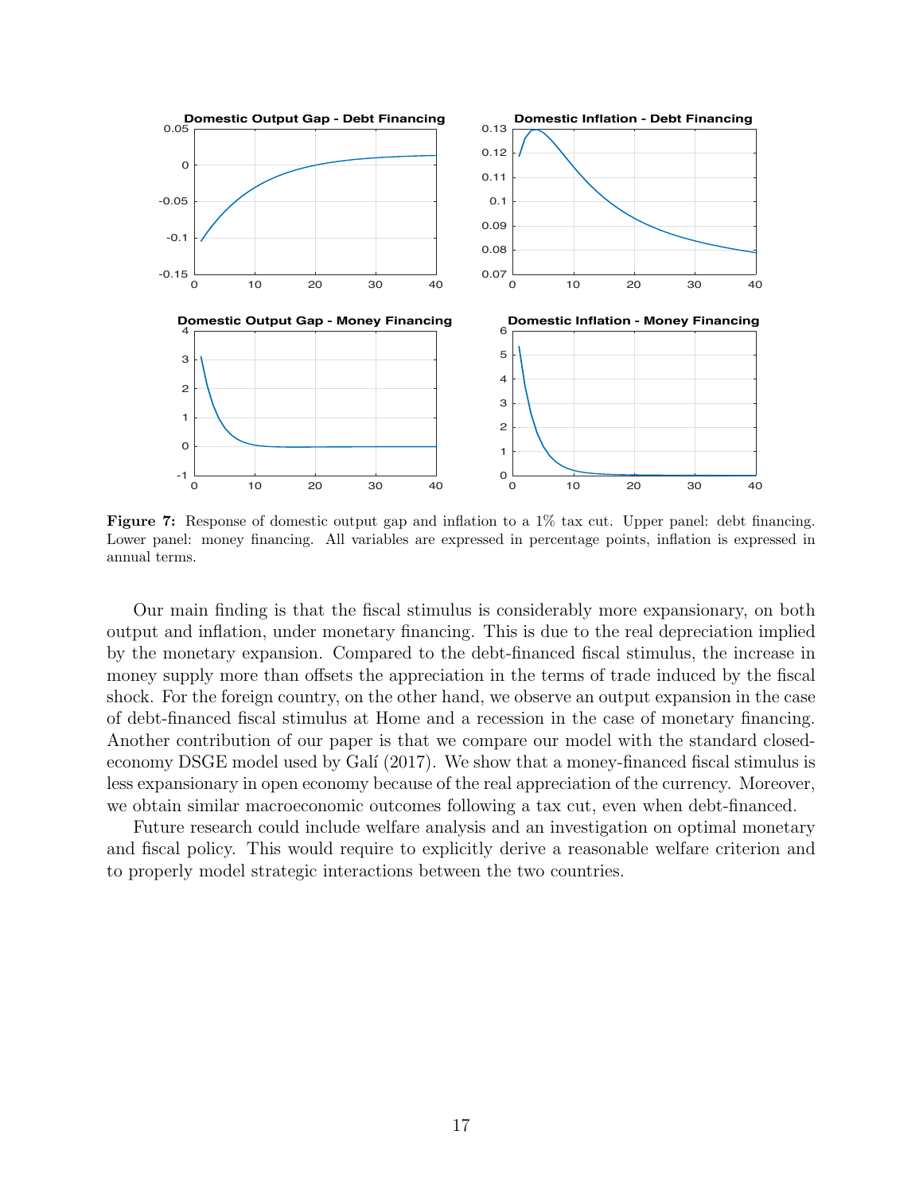**Figure 7:** Response of domestic output gap and inflation to a 1% tax cut. Upper panel: debt financing. Lower panel: money financing. All variables are expressed in percentage points, inflation is expressed in annual terms.

Our main finding is that the fiscal stimulus is considerably more expansionary, on both output and inflation, under monetary financing. This is due to the real depreciation implied by the monetary expansion. Compared to the debt-financed fiscal stimulus, the increase in money supply more than offsets the appreciation in the terms of trade induced by the fiscal shock. For the foreign country, on the other hand, we observe an output expansion in the case of debt-financed fiscal stimulus at Home and a recession in the case of monetary financing. Another contribution of our paper is that we compare our model with the standard closed-economy DSGE model used by Galí (2017). We show that a money-financed fiscal stimulus is less expansionary in open economy because of the real appreciation of the currency. Moreover, we obtain similar macroeconomic outcomes following a tax cut, even when debt-financed.

Future research could include welfare analysis and an investigation on optimal monetary and fiscal policy. This would require to explicitly derive a reasonable welfare criterion and to properly model strategic interactions between the two countries.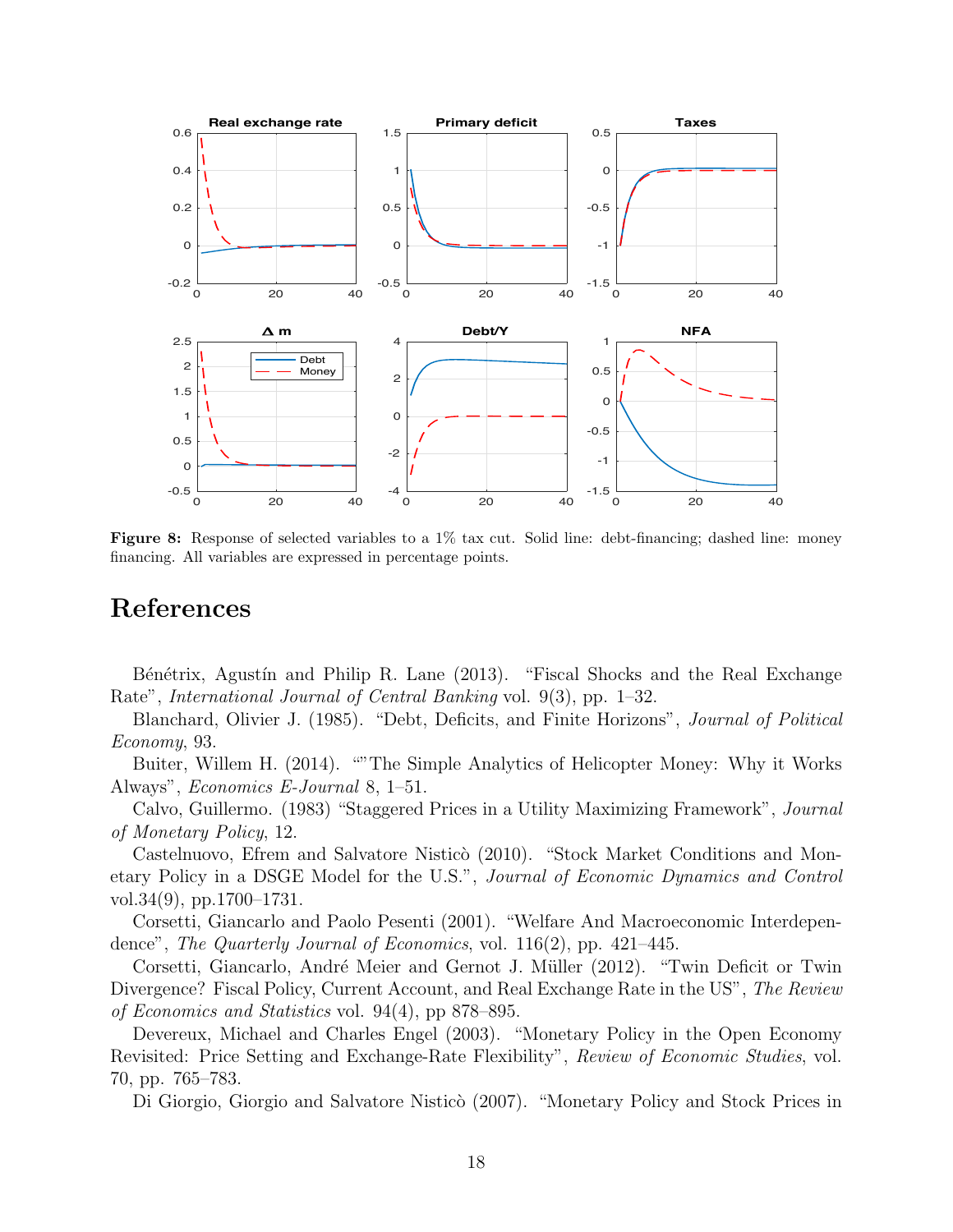**Figure 8:** Response of selected variables to a 1% tax cut. Solid line: debt-financing; dashed line: money financing. All variables are expressed in percentage points.

# References

Bénétrix, Agustín and Philip R. Lane (2013). "Fiscal Shocks and the Real Exchange Rate", *International Journal of Central Banking* vol. 9(3), pp. 1–32.

Blanchard, Olivier J. (1985). "Debt, Deficits, and Finite Horizons", *Journal of Political Economy*, 93.

Buiter, Willem H. (2014). ""The Simple Analytics of Helicopter Money: Why it Works Always", *Economics E-Journal* 8, 1–51.

Calvo, Guillermo. (1983) "Staggered Prices in a Utility Maximizing Framework", *Journal of Monetary Policy*, 12.

Castelnuovo, Efrem and Salvatore Nisticò (2010). "Stock Market Conditions and Monetary Policy in a DSGE Model for the U.S.", *Journal of Economic Dynamics and Control* vol.34(9), pp.1700–1731.

Corsetti, Giancarlo and Paolo Pesenti (2001). "Welfare And Macroeconomic Interdependence", *The Quarterly Journal of Economics*, vol. 116(2), pp. 421–445.

Corsetti, Giancarlo, André Meier and Gernot J. Müller (2012). "Twin Deficit or Twin Divergence? Fiscal Policy, Current Account, and Real Exchange Rate in the US", *The Review of Economics and Statistics* vol. 94(4), pp 878–895.

Devereux, Michael and Charles Engel (2003). "Monetary Policy in the Open Economy Revisited: Price Setting and Exchange-Rate Flexibility", *Review of Economic Studies*, vol. 70, pp. 765–783.

Di Giorgio, Giorgio and Salvatore Nisticò (2007). "Monetary Policy and Stock Prices in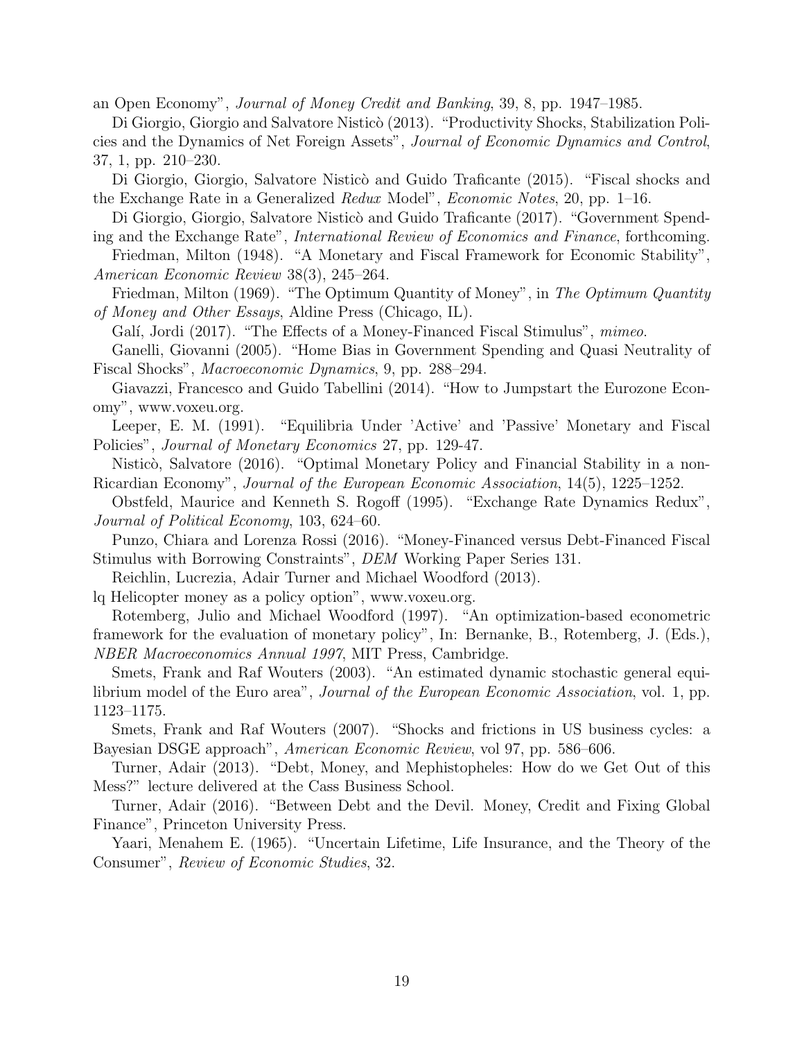an Open Economy", *Journal of Money Credit and Banking*, 39, 8, pp. 1947–1985.

Di Giorgio, Giorgio and Salvatore Nisticò (2013). "Productivity Shocks, Stabilization Policies and the Dynamics of Net Foreign Assets", *Journal of Economic Dynamics and Control*, 37, 1, pp. 210–230.

Di Giorgio, Giorgio, Salvatore Nisticò and Guido Traficante (2015). "Fiscal shocks and the Exchange Rate in a Generalized *Redux* Model", *Economic Notes*, 20, pp. 1–16.

Di Giorgio, Giorgio, Salvatore Nisticò and Guido Traficante (2017). "Government Spending and the Exchange Rate", *International Review of Economics and Finance*, forthcoming.

Friedman, Milton (1948). "A Monetary and Fiscal Framework for Economic Stability", *American Economic Review* 38(3), 245–264.

Friedman, Milton (1969). "The Optimum Quantity of Money", in *The Optimum Quantity of Money and Other Essays*, Aldine Press (Chicago, IL).

Galí, Jordi (2017). "The Effects of a Money-Financed Fiscal Stimulus", *mimeo*.

Ganelli, Giovanni (2005). "Home Bias in Government Spending and Quasi Neutrality of Fiscal Shocks", *Macroeconomic Dynamics*, 9, pp. 288–294.

Giavazzi, Francesco and Guido Tabellini (2014). "How to Jumpstart the Eurozone Economy", www.voxeu.org.

Leeper, E. M. (1991). "Equilibria Under 'Active' and 'Passive' Monetary and Fiscal Policies", *Journal of Monetary Economics* 27, pp. 129-47.

Nisticò, Salvatore (2016). "Optimal Monetary Policy and Financial Stability in a non-Ricardian Economy", *Journal of the European Economic Association*, 14(5), 1225–1252.

Obstfeld, Maurice and Kenneth S. Rogoff (1995). "Exchange Rate Dynamics Redux", *Journal of Political Economy*, 103, 624–60.

Punzo, Chiara and Lorenza Rossi (2016). "Money-Financed versus Debt-Financed Fiscal Stimulus with Borrowing Constraints", *DEM* Working Paper Series 131.

Reichlin, Lucrezia, Adair Turner and Michael Woodford (2013).
lq Helicopter money as a policy option", www.voxeu.org.

Rotemberg, Julio and Michael Woodford (1997). "An optimization-based econometric framework for the evaluation of monetary policy", In: Bernanke, B., Rotemberg, J. (Eds.), *NBER Macroeconomics Annual 1997*, MIT Press, Cambridge.

Smets, Frank and Raf Wouters (2003). "An estimated dynamic stochastic general equilibrium model of the Euro area", *Journal of the European Economic Association*, vol. 1, pp. 1123–1175.

Smets, Frank and Raf Wouters (2007). "Shocks and frictions in US business cycles: a Bayesian DSGE approach", *American Economic Review*, vol 97, pp. 586–606.

Turner, Adair (2013). "Debt, Money, and Mephistopheles: How do we Get Out of this Mess?" lecture delivered at the Cass Business School.

Turner, Adair (2016). "Between Debt and the Devil. Money, Credit and Fixing Global Finance", Princeton University Press.

Yaari, Menahem E. (1965). "Uncertain Lifetime, Life Insurance, and the Theory of the Consumer", *Review of Economic Studies*, 32.